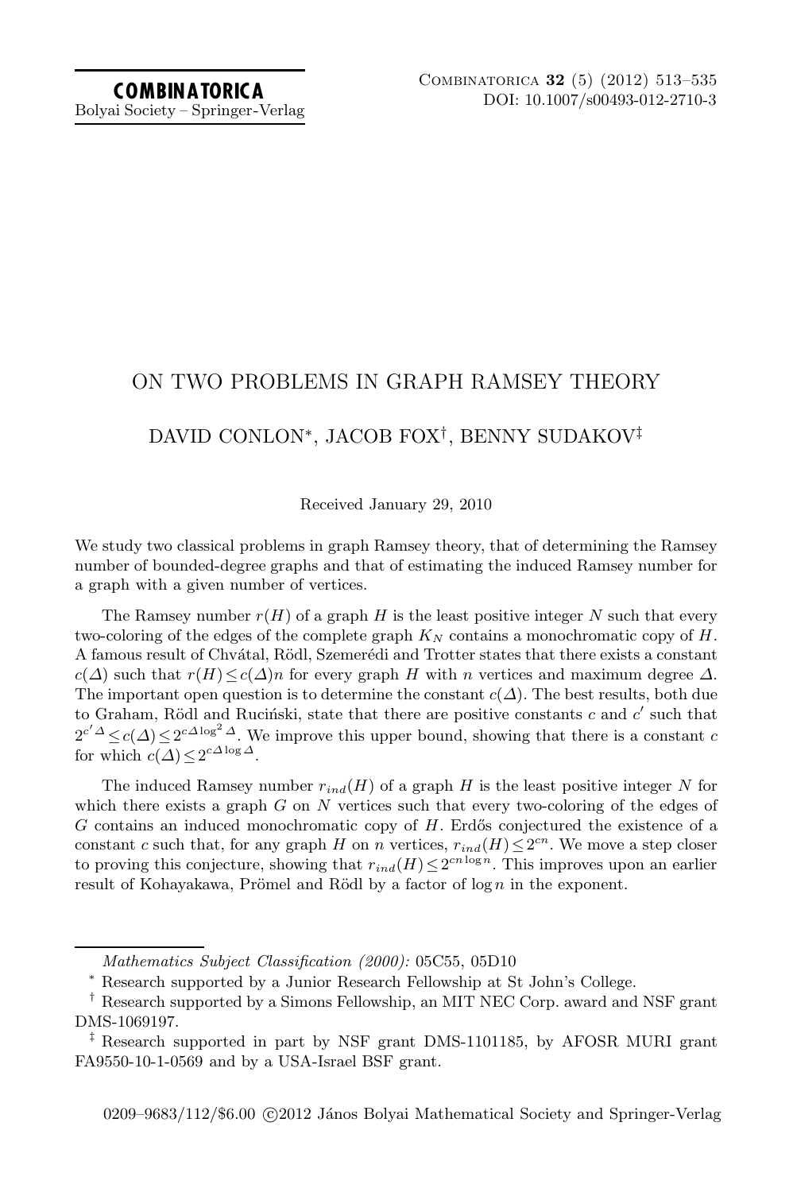# ON TWO PROBLEMS IN GRAPH RAMSEY THEORY

## DAVID CONLON*, JACOB FOX†, BENNY SUDAKOV‡

Received January 29, 2010

We study two classical problems in graph Ramsey theory, that of determining the Ramsey number of bounded-degree graphs and that of estimating the induced Ramsey number for a graph with a given number of vertices.

The Ramsey number $r(H)$ of a graph $H$ is the least positive integer $N$ such that every two-coloring of the edges of the complete graph $K_N$ contains a monochromatic copy of $H$. A famous result of Chvátal, Rödl, Szemerédi and Trotter states that there exists a constant $c(\Delta)$ such that $r(H) \le c(\Delta)n$ for every graph $H$ with $n$ vertices and maximum degree $\Delta$. The important open question is to determine the constant $c(\Delta)$. The best results, both due to Graham, Rödl and Ruciński, state that there are positive constants $c$ and $c'$ such that $2^{c'\Delta} \le c(\Delta) \le 2^{c\Delta \log^2 \Delta}$. We improve this upper bound, showing that there is a constant $c$ for which $c(\Delta) \le 2^{c\Delta \log \Delta}$.

The induced Ramsey number $r_{ind}(H)$ of a graph $H$ is the least positive integer $N$ for which there exists a graph $G$ on $N$ vertices such that every two-coloring of the edges of $G$ contains an induced monochromatic copy of $H$. Erdős conjectured the existence of a constant $c$ such that, for any graph $H$ on $n$ vertices, $r_{ind}(H) \le 2^{cn}$. We move a step closer to proving this conjecture, showing that $r_{ind}(H) \le 2^{cn \log n}$. This improves upon an earlier result of Kohayakawa, Prömel and Rödl by a factor of $\log n$ in the exponent.

---

*Mathematics Subject Classification (2000):* 05C55, 05D10

\* Research supported by a Junior Research Fellowship at St John's College.

† Research supported by a Simons Fellowship, an MIT NEC Corp. award and NSF grant DMS-1069197.

‡ Research supported in part by NSF grant DMS-1101185, by AFOSR MURI grant FA9550-10-1-0569 and by a USA-Israel BSF grant.

0209–9683/112/$6.00 ©2012 János Bolyai Mathematical Society and Springer-Verlag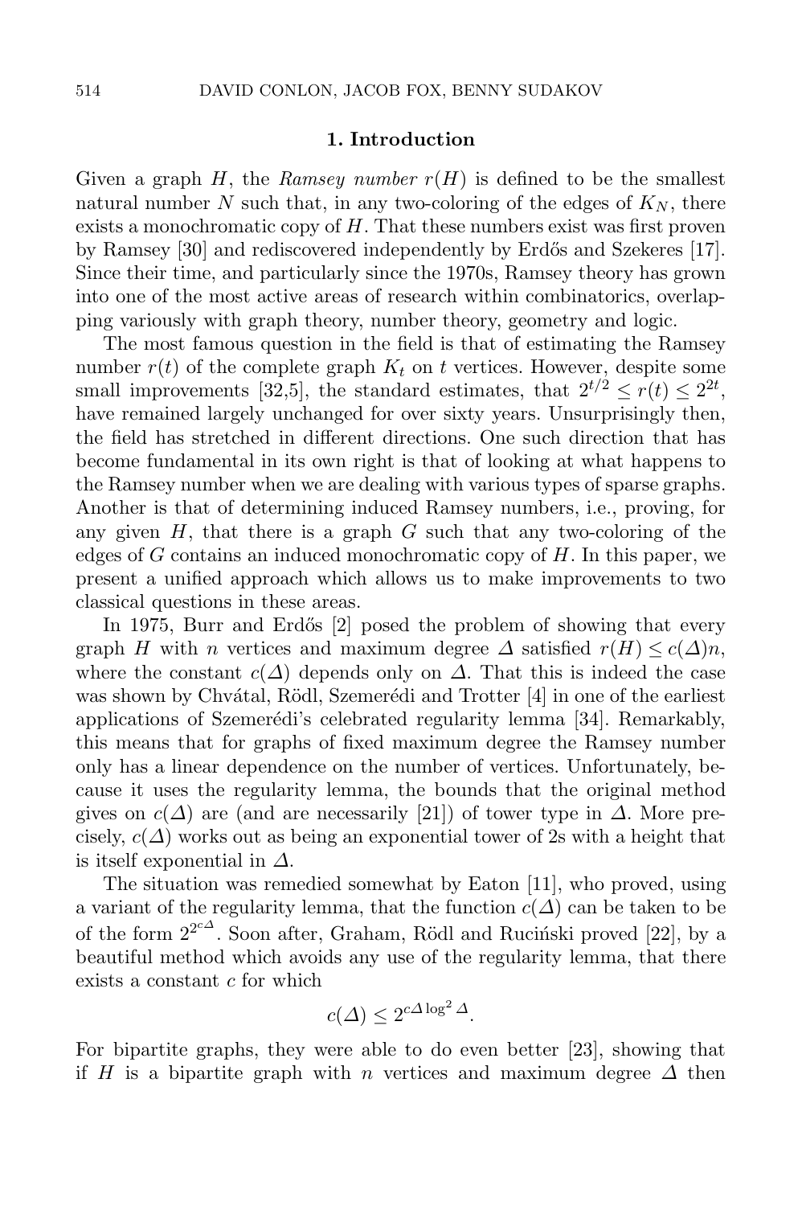## 1. Introduction

Given a graph $H$, the *Ramsey number* $r(H)$ is defined to be the smallest natural number $N$ such that, in any two-coloring of the edges of $K_N$, there exists a monochromatic copy of $H$. That these numbers exist was first proven by Ramsey [30] and rediscovered independently by Erdős and Szekeres [17]. Since their time, and particularly since the 1970s, Ramsey theory has grown into one of the most active areas of research within combinatorics, overlapping variously with graph theory, number theory, geometry and logic.

The most famous question in the field is that of estimating the Ramsey number $r(t)$ of the complete graph $K_t$ on $t$ vertices. However, despite some small improvements [32,5], the standard estimates, that $2^{t/2} \leq r(t) \leq 2^{2t}$, have remained largely unchanged for over sixty years. Unsurprisingly then, the field has stretched in different directions. One such direction that has become fundamental in its own right is that of looking at what happens to the Ramsey number when we are dealing with various types of sparse graphs. Another is that of determining induced Ramsey numbers, i.e., proving, for any given $H$, that there is a graph $G$ such that any two-coloring of the edges of $G$ contains an induced monochromatic copy of $H$. In this paper, we present a unified approach which allows us to make improvements to two classical questions in these areas.

In 1975, Burr and Erdős [2] posed the problem of showing that every graph $H$ with $n$ vertices and maximum degree $\Delta$ satisfied $r(H) \leq c(\Delta)n$, where the constant $c(\Delta)$ depends only on $\Delta$. That this is indeed the case was shown by Chvátal, Rödl, Szemerédi and Trotter [4] in one of the earliest applications of Szemerédi's celebrated regularity lemma [34]. Remarkably, this means that for graphs of fixed maximum degree the Ramsey number only has a linear dependence on the number of vertices. Unfortunately, because it uses the regularity lemma, the bounds that the original method gives on $c(\Delta)$ are (and are necessarily [21]) of tower type in $\Delta$. More precisely, $c(\Delta)$ works out as being an exponential tower of 2s with a height that is itself exponential in $\Delta$.

The situation was remedied somewhat by Eaton [11], who proved, using a variant of the regularity lemma, that the function $c(\Delta)$ can be taken to be of the form $2^{2^{c\Delta}}$. Soon after, Graham, Rödl and Ruciński proved [22], by a beautiful method which avoids any use of the regularity lemma, that there exists a constant $c$ for which

$$c(\Delta) \leq 2^{c\Delta \log^2 \Delta}.$$

For bipartite graphs, they were able to do even better [23], showing that if $H$ is a bipartite graph with $n$ vertices and maximum degree $\Delta$ then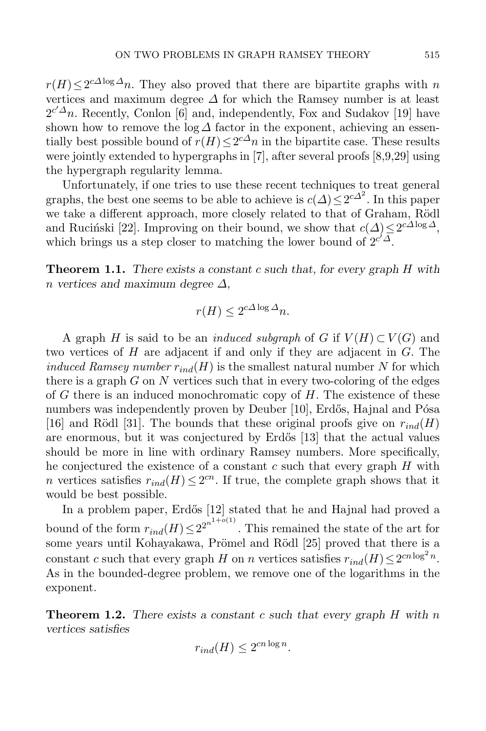$r(H) \leq 2^{c\Delta \log \Delta}n$. They also proved that there are bipartite graphs with $n$ vertices and maximum degree $\Delta$ for which the Ramsey number is at least $2^{c'\Delta}n$. Recently, Conlon [6] and, independently, Fox and Sudakov [19] have shown how to remove the $\log \Delta$ factor in the exponent, achieving an essentially best possible bound of $r(H) \leq 2^{c\Delta}n$ in the bipartite case. These results were jointly extended to hypergraphs in [7], after several proofs [8,9,29] using the hypergraph regularity lemma.

Unfortunately, if one tries to use these recent techniques to treat general graphs, the best one seems to be able to achieve is $c(\Delta) \leq 2^{c\Delta^2}$. In this paper we take a different approach, more closely related to that of Graham, Rödl and Ruciński [22]. Improving on their bound, we show that $c(\Delta) \leq 2^{c\Delta \log \Delta}$, which brings us a step closer to matching the lower bound of $2^{c'\Delta}$.

**Theorem 1.1.** *There exists a constant $c$ such that, for every graph $H$ with $n$ vertices and maximum degree $\Delta$,*

$$r(H) \leq 2^{c\Delta \log \Delta}n.$$

A graph $H$ is said to be an *induced subgraph* of $G$ if $V(H) \subset V(G)$ and two vertices of $H$ are adjacent if and only if they are adjacent in $G$. The *induced Ramsey number* $r_{ind}(H)$ is the smallest natural number $N$ for which there is a graph $G$ on $N$ vertices such that in every two-coloring of the edges of $G$ there is an induced monochromatic copy of $H$. The existence of these numbers was independently proven by Deuber [10], Erdős, Hajnal and Pósa [16] and Rödl [31]. The bounds that these original proofs give on $r_{ind}(H)$ are enormous, but it was conjectured by Erdős [13] that the actual values should be more in line with ordinary Ramsey numbers. More specifically, he conjectured the existence of a constant $c$ such that every graph $H$ with $n$ vertices satisfies $r_{ind}(H) \leq 2^{cn}$. If true, the complete graph shows that it would be best possible.

In a problem paper, Erdős [12] stated that he and Hajnal had proved a bound of the form $r_{ind}(H) \leq 2^{2^{n^{1+o(1)}}}$. This remained the state of the art for some years until Kohayakawa, Prömel and Rödl [25] proved that there is a constant $c$ such that every graph $H$ on $n$ vertices satisfies $r_{ind}(H) \leq 2^{cn \log^2 n}$. As in the bounded-degree problem, we remove one of the logarithms in the exponent.

**Theorem 1.2.** *There exists a constant $c$ such that every graph $H$ with $n$ vertices satisfies*

$$r_{ind}(H) \leq 2^{cn \log n}.$$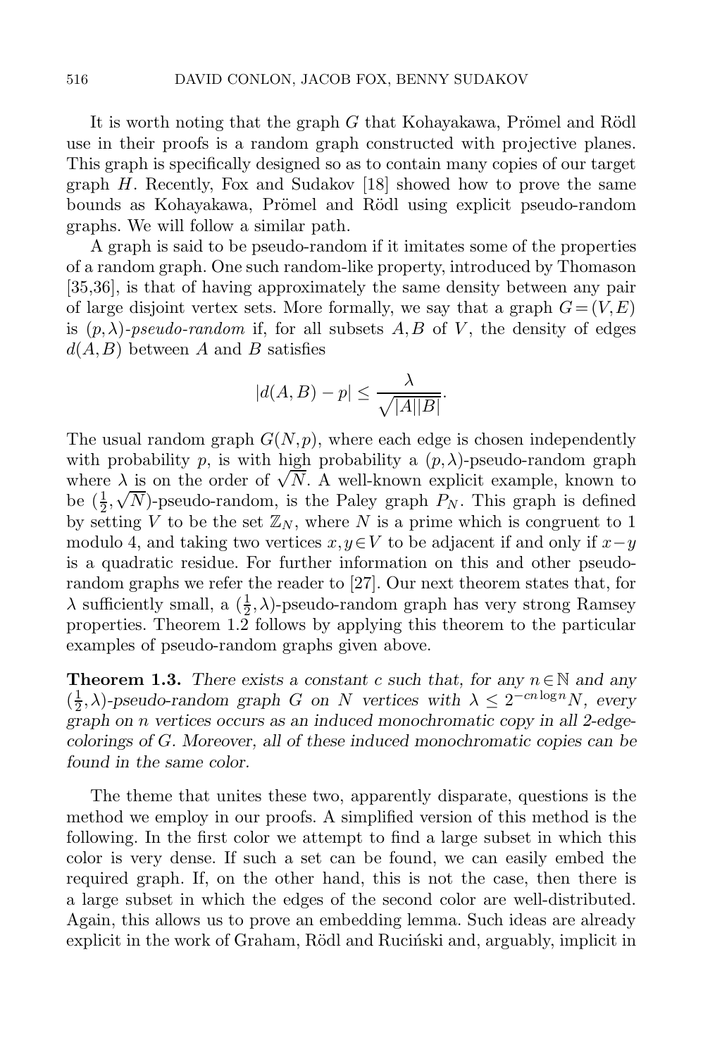It is worth noting that the graph $G$ that Kohayakawa, Prömel and Rödl use in their proofs is a random graph constructed with projective planes. This graph is specifically designed so as to contain many copies of our target graph $H$. Recently, Fox and Sudakov [18] showed how to prove the same bounds as Kohayakawa, Prömel and Rödl using explicit pseudo-random graphs. We will follow a similar path.

A graph is said to be pseudo-random if it imitates some of the properties of a random graph. One such random-like property, introduced by Thomason [35,36], is that of having approximately the same density between any pair of large disjoint vertex sets. More formally, we say that a graph $G=(V,E)$ is $(p,\lambda)$-*pseudo-random* if, for all subsets $A,B$ of $V$, the density of edges $d(A,B)$ between $A$ and $B$ satisfies

$$|d(A,B)-p| \le \frac{\lambda}{\sqrt{|A||B|}}.$$

The usual random graph $G(N,p)$, where each edge is chosen independently with probability $p$, is with high probability a $(p,\lambda)$-pseudo-random graph where $\lambda$ is on the order of $\sqrt{N}$. A well-known explicit example, known to be $(\frac{1}{2},\sqrt{N})$-pseudo-random, is the Paley graph $P_N$. This graph is defined by setting $V$ to be the set $\mathbb{Z}_N$, where $N$ is a prime which is congruent to 1 modulo 4, and taking two vertices $x,y \in V$ to be adjacent if and only if $x-y$ is a quadratic residue. For further information on this and other pseudo-random graphs we refer the reader to [27]. Our next theorem states that, for $\lambda$ sufficiently small, a $(\frac{1}{2},\lambda)$-pseudo-random graph has very strong Ramsey properties. Theorem 1.2 follows by applying this theorem to the particular examples of pseudo-random graphs given above.

**Theorem 1.3.** *There exists a constant $c$ such that, for any $n \in \mathbb{N}$ and any $(\frac{1}{2},\lambda)$-pseudo-random graph $G$ on $N$ vertices with $\lambda \le 2^{-cn\log n}N$, every graph on $n$ vertices occurs as an induced monochromatic copy in all 2-edge-colorings of $G$. Moreover, all of these induced monochromatic copies can be found in the same color.*

The theme that unites these two, apparently disparate, questions is the method we employ in our proofs. A simplified version of this method is the following. In the first color we attempt to find a large subset in which this color is very dense. If such a set can be found, we can easily embed the required graph. If, on the other hand, this is not the case, then there is a large subset in which the edges of the second color are well-distributed. Again, this allows us to prove an embedding lemma. Such ideas are already explicit in the work of Graham, Rödl and Ruciński and, arguably, implicit in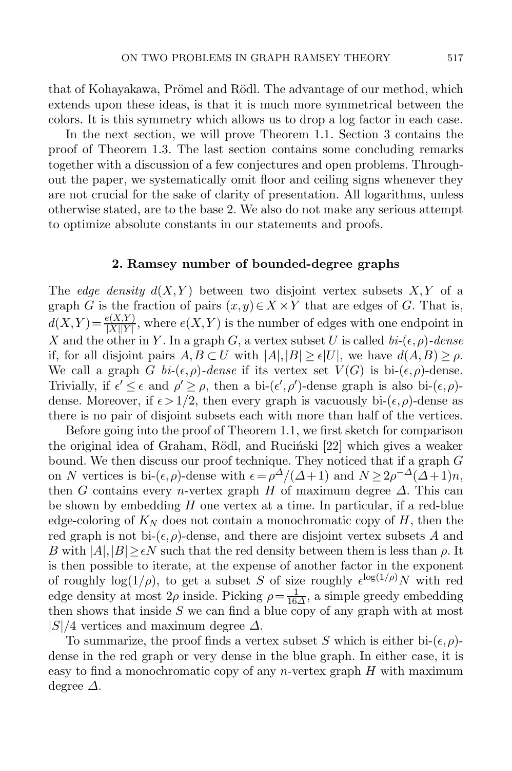that of Kohayakawa, Prömel and Rödl. The advantage of our method, which extends upon these ideas, is that it is much more symmetrical between the colors. It is this symmetry which allows us to drop a log factor in each case.

In the next section, we will prove Theorem 1.1. Section 3 contains the proof of Theorem 1.3. The last section contains some concluding remarks together with a discussion of a few conjectures and open problems. Throughout the paper, we systematically omit floor and ceiling signs whenever they are not crucial for the sake of clarity of presentation. All logarithms, unless otherwise stated, are to the base 2. We also do not make any serious attempt to optimize absolute constants in our statements and proofs.

## 2. Ramsey number of bounded-degree graphs

The *edge density* $d(X,Y)$ between two disjoint vertex subsets $X,Y$ of a graph $G$ is the fraction of pairs $(x,y)\in X\times Y$ that are edges of $G$. That is, $d(X,Y)=\frac{e(X,Y)}{|X||Y|}$, where $e(X,Y)$ is the number of edges with one endpoint in $X$ and the other in $Y$. In a graph $G$, a vertex subset $U$ is called *bi-*$(\epsilon,\rho)$*-dense* if, for all disjoint pairs $A,B\subset U$ with $|A|,|B|\geq \epsilon|U|$, we have $d(A,B)\geq \rho$. We call a graph $G$ *bi-*$(\epsilon,\rho)$*-dense* if its vertex set $V(G)$ is bi-$(\epsilon,\rho)$-dense. Trivially, if $\epsilon'\leq \epsilon$ and $\rho'\geq \rho$, then a bi-$(\epsilon',\rho')$-dense graph is also bi-$(\epsilon,\rho)$-dense. Moreover, if $\epsilon>1/2$, then every graph is vacuously bi-$(\epsilon,\rho)$-dense as there is no pair of disjoint subsets each with more than half of the vertices.

Before going into the proof of Theorem 1.1, we first sketch for comparison the original idea of Graham, Rödl, and Ruciński [22] which gives a weaker bound. We then discuss our proof technique. They noticed that if a graph $G$ on $N$ vertices is bi-$(\epsilon,\rho)$-dense with $\epsilon=\rho^{\Delta}/(\Delta+1)$ and $N\geq 2\rho^{-\Delta}(\Delta+1)n$, then $G$ contains every $n$-vertex graph $H$ of maximum degree $\Delta$. This can be shown by embedding $H$ one vertex at a time. In particular, if a red-blue edge-coloring of $K_N$ does not contain a monochromatic copy of $H$, then the red graph is not bi-$(\epsilon,\rho)$-dense, and there are disjoint vertex subsets $A$ and $B$ with $|A|,|B|\geq \epsilon N$ such that the red density between them is less than $\rho$. It is then possible to iterate, at the expense of another factor in the exponent of roughly $\log(1/\rho)$, to get a subset $S$ of size roughly $\epsilon^{\log(1/\rho)}N$ with red edge density at most $2\rho$ inside. Picking $\rho=\frac{1}{16\Delta}$, a simple greedy embedding then shows that inside $S$ we can find a blue copy of any graph with at most $|S|/4$ vertices and maximum degree $\Delta$.

To summarize, the proof finds a vertex subset $S$ which is either bi-$(\epsilon,\rho)$-dense in the red graph or very dense in the blue graph. In either case, it is easy to find a monochromatic copy of any $n$-vertex graph $H$ with maximum degree $\Delta$.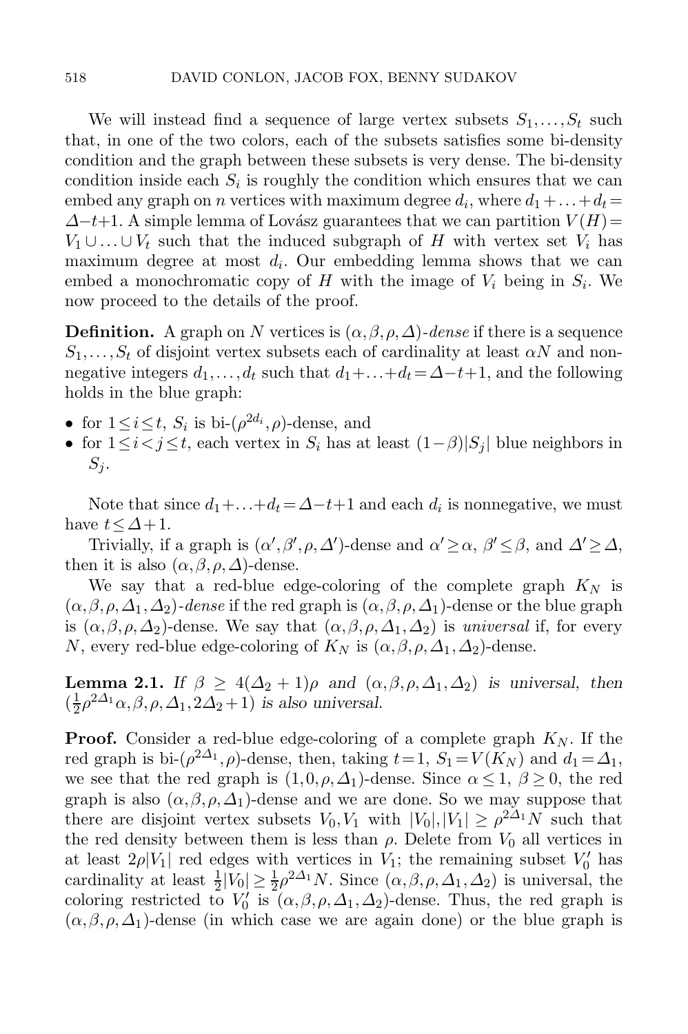We will instead find a sequence of large vertex subsets $S_1,\ldots,S_t$ such that, in one of the two colors, each of the subsets satisfies some bi-density condition and the graph between these subsets is very dense. The bi-density condition inside each $S_i$ is roughly the condition which ensures that we can embed any graph on $n$ vertices with maximum degree $d_i$, where $d_1+\ldots+d_t=\Delta-t+1$. A simple lemma of Lovász guarantees that we can partition $V(H)=V_1\cup\ldots\cup V_t$ such that the induced subgraph of $H$ with vertex set $V_i$ has maximum degree at most $d_i$. Our embedding lemma shows that we can embed a monochromatic copy of $H$ with the image of $V_i$ being in $S_i$. We now proceed to the details of the proof.

**Definition.** A graph on $N$ vertices is $(\alpha,\beta,\rho,\Delta)$-*dense* if there is a sequence $S_1,\ldots,S_t$ of disjoint vertex subsets each of cardinality at least $\alpha N$ and nonnegative integers $d_1,\ldots,d_t$ such that $d_1+\ldots+d_t=\Delta-t+1$, and the following holds in the blue graph:

- for $1\le i\le t$, $S_i$ is bi-$(\rho^{2d_i},\rho)$-dense, and
- for $1\le i<j\le t$, each vertex in $S_i$ has at least $(1-\beta)|S_j|$ blue neighbors in $S_j$.

Note that since $d_1+\ldots+d_t=\Delta-t+1$ and each $d_i$ is nonnegative, we must have $t\le\Delta+1$.

Trivially, if a graph is $(\alpha',\beta',\rho,\Delta')$-dense and $\alpha'\ge\alpha$, $\beta'\le\beta$, and $\Delta'\ge\Delta$, then it is also $(\alpha,\beta,\rho,\Delta)$-dense.

We say that a red-blue edge-coloring of the complete graph $K_N$ is $(\alpha,\beta,\rho,\Delta_1,\Delta_2)$-*dense* if the red graph is $(\alpha,\beta,\rho,\Delta_1)$-dense or the blue graph is $(\alpha,\beta,\rho,\Delta_2)$-dense. We say that $(\alpha,\beta,\rho,\Delta_1,\Delta_2)$ is *universal* if, for every $N$, every red-blue edge-coloring of $K_N$ is $(\alpha,\beta,\rho,\Delta_1,\Delta_2)$-dense.

**Lemma 2.1.** *If $\beta\ge 4(\Delta_2+1)\rho$ and $(\alpha,\beta,\rho,\Delta_1,\Delta_2)$ is universal, then $(\frac{1}{2}\rho^{2\Delta_1}\alpha,\beta,\rho,\Delta_1,2\Delta_2+1)$ is also universal.*

**Proof.** Consider a red-blue edge-coloring of a complete graph $K_N$. If the red graph is bi-$(\rho^{2\Delta_1},\rho)$-dense, then, taking $t=1$, $S_1=V(K_N)$ and $d_1=\Delta_1$, we see that the red graph is $(1,0,\rho,\Delta_1)$-dense. Since $\alpha\le 1$, $\beta\ge 0$, the red graph is also $(\alpha,\beta,\rho,\Delta_1)$-dense and we are done. So we may suppose that there are disjoint vertex subsets $V_0,V_1$ with $|V_0|,|V_1|\ge\rho^{2\Delta_1}N$ such that the red density between them is less than $\rho$. Delete from $V_0$ all vertices in at least $2\rho|V_1|$ red edges with vertices in $V_1$; the remaining subset $V_0'$ has cardinality at least $\frac{1}{2}|V_0|\ge\frac{1}{2}\rho^{2\Delta_1}N$. Since $(\alpha,\beta,\rho,\Delta_1,\Delta_2)$ is universal, the coloring restricted to $V_0'$ is $(\alpha,\beta,\rho,\Delta_1,\Delta_2)$-dense. Thus, the red graph is $(\alpha,\beta,\rho,\Delta_1)$-dense (in which case we are again done) or the blue graph is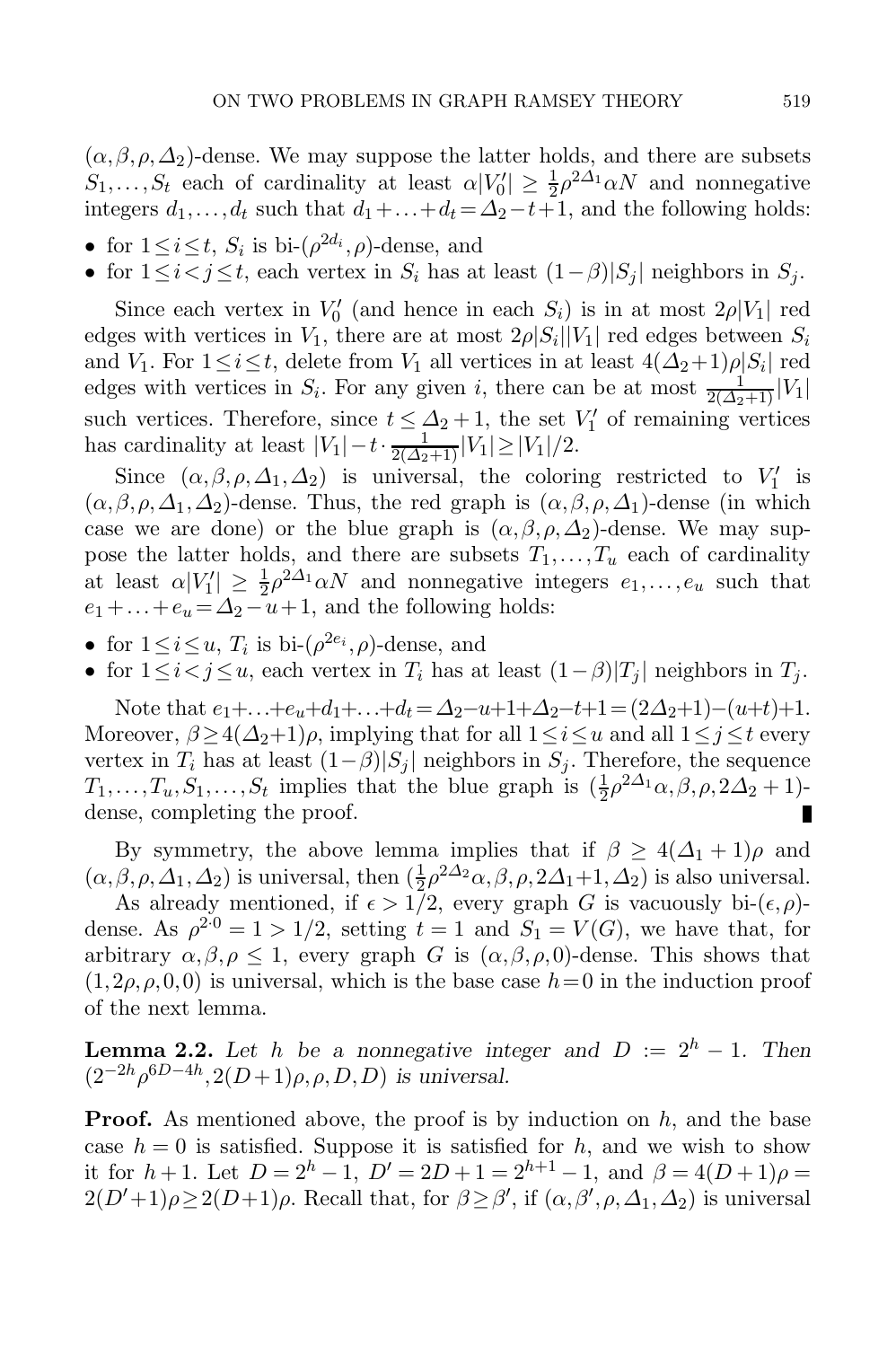$(\alpha,\beta,\rho,\Delta_2)$-dense. We may suppose the latter holds, and there are subsets $S_1,\dots,S_t$ each of cardinality at least $\alpha|V_0'| \geq \frac{1}{2}\rho^{2\Delta_1}\alpha N$ and nonnegative integers $d_1,\dots,d_t$ such that $d_1+\dots+d_t = \Delta_2 - t+1$, and the following holds:

- for $1 \leq i \leq t$, $S_i$ is bi-$(\rho^{2d_i},\rho)$-dense, and
- for $1 \leq i < j \leq t$, each vertex in $S_i$ has at least $(1-\beta)|S_j|$ neighbors in $S_j$.

Since each vertex in $V_0'$ (and hence in each $S_i$) is in at most $2\rho|V_1|$ red edges with vertices in $V_1$, there are at most $2\rho|S_i||V_1|$ red edges between $S_i$ and $V_1$. For $1 \leq i \leq t$, delete from $V_1$ all vertices in at least $4(\Delta_2+1)\rho|S_i|$ red edges with vertices in $S_i$. For any given $i$, there can be at most $\frac{1}{2(\Delta_2+1)}|V_1|$ such vertices. Therefore, since $t \leq \Delta_2+1$, the set $V_1'$ of remaining vertices has cardinality at least $|V_1| - t\cdot\frac{1}{2(\Delta_2+1)}|V_1| \geq |V_1|/2$.

Since $(\alpha,\beta,\rho,\Delta_1,\Delta_2)$ is universal, the coloring restricted to $V_1'$ is $(\alpha,\beta,\rho,\Delta_1,\Delta_2)$-dense. Thus, the red graph is $(\alpha,\beta,\rho,\Delta_1)$-dense (in which case we are done) or the blue graph is $(\alpha,\beta,\rho,\Delta_2)$-dense. We may suppose the latter holds, and there are subsets $T_1,\dots,T_u$ each of cardinality at least $\alpha|V_1'| \geq \frac{1}{2}\rho^{2\Delta_1}\alpha N$ and nonnegative integers $e_1,\dots,e_u$ such that $e_1+\dots+e_u = \Delta_2 - u+1$, and the following holds:

- for $1 \leq i \leq u$, $T_i$ is bi-$(\rho^{2e_i},\rho)$-dense, and
- for $1 \leq i < j \leq u$, each vertex in $T_i$ has at least $(1-\beta)|T_j|$ neighbors in $T_j$.

Note that $e_1+\dots+e_u+d_1+\dots+d_t = \Delta_2-u+1+\Delta_2-t+1 = (2\Delta_2+1)-(u+t)+1$. Moreover, $\beta \geq 4(\Delta_2+1)\rho$, implying that for all $1 \leq i \leq u$ and all $1 \leq j \leq t$ every vertex in $T_i$ has at least $(1-\beta)|S_j|$ neighbors in $S_j$. Therefore, the sequence $T_1,\dots,T_u,S_1,\dots,S_t$ implies that the blue graph is $(\frac{1}{2}\rho^{2\Delta_1}\alpha,\beta,\rho,2\Delta_2+1)$-dense, completing the proof. ∎

By symmetry, the above lemma implies that if $\beta \geq 4(\Delta_1+1)\rho$ and $(\alpha,\beta,\rho,\Delta_1,\Delta_2)$ is universal, then $(\frac{1}{2}\rho^{2\Delta_2}\alpha,\beta,\rho,2\Delta_1+1,\Delta_2)$ is also universal.

As already mentioned, if $\epsilon > 1/2$, every graph $G$ is vacuously bi-$(\epsilon,\rho)$-dense. As $\rho^{2\cdot 0} = 1 > 1/2$, setting $t=1$ and $S_1 = V(G)$, we have that, for arbitrary $\alpha,\beta,\rho \leq 1$, every graph $G$ is $(\alpha,\beta,\rho,0)$-dense. This shows that $(1,2\rho,\rho,0,0)$ is universal, which is the base case $h=0$ in the induction proof of the next lemma.

**Lemma 2.2.** *Let $h$ be a nonnegative integer and $D := 2^h - 1$. Then $(2^{-2h}\rho^{6D-4h}, 2(D+1)\rho,\rho,D,D)$ is universal.*

**Proof.** As mentioned above, the proof is by induction on $h$, and the base case $h=0$ is satisfied. Suppose it is satisfied for $h$, and we wish to show it for $h+1$. Let $D = 2^h-1$, $D' = 2D+1 = 2^{h+1}-1$, and $\beta = 4(D+1)\rho = 2(D'+1)\rho \geq 2(D+1)\rho$. Recall that, for $\beta \geq \beta'$, if $(\alpha,\beta',\rho,\Delta_1,\Delta_2)$ is universal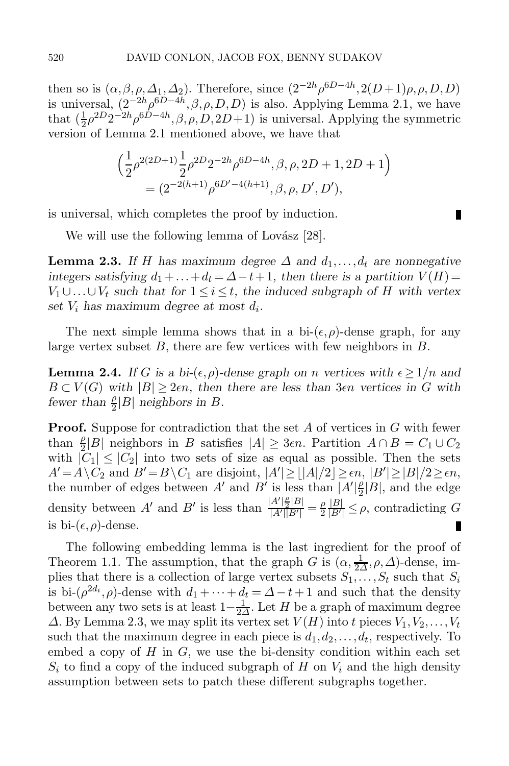then so is $(\alpha,\beta,\rho,\Delta_1,\Delta_2)$. Therefore, since $(2^{-2h}\rho^{6D-4h}, 2(D+1)\rho, \rho, D, D)$ is universal, $(2^{-2h}\rho^{6D-4h}, \beta, \rho, D, D)$ is also. Applying Lemma 2.1, we have that $(\frac{1}{2}\rho^{2D}2^{-2h}\rho^{6D-4h}, \beta, \rho, D, 2D+1)$ is universal. Applying the symmetric version of Lemma 2.1 mentioned above, we have that

$$\Big(\frac{1}{2}\rho^{2(2D+1)}\frac{1}{2}\rho^{2D}2^{-2h}\rho^{6D-4h}, \beta, \rho, 2D+1, 2D+1\Big)$$
$$= (2^{-2(h+1)}\rho^{6D'-4(h+1)}, \beta, \rho, D', D'),$$

is universal, which completes the proof by induction. ∎

We will use the following lemma of Lovász [28].

**Lemma 2.3.** *If $H$ has maximum degree $\Delta$ and $d_1,\ldots,d_t$ are nonnegative integers satisfying $d_1+\ldots+d_t = \Delta - t + 1$, then there is a partition $V(H) = V_1 \cup \ldots \cup V_t$ such that for $1 \le i \le t$, the induced subgraph of $H$ with vertex set $V_i$ has maximum degree at most $d_i$.*

The next simple lemma shows that in a bi-$(\epsilon,\rho)$-dense graph, for any large vertex subset $B$, there are few vertices with few neighbors in $B$.

**Lemma 2.4.** *If $G$ is a bi-$(\epsilon,\rho)$-dense graph on $n$ vertices with $\epsilon \ge 1/n$ and $B \subset V(G)$ with $|B| \ge 2\epsilon n$, then there are less than $3\epsilon n$ vertices in $G$ with fewer than $\frac{\rho}{2}|B|$ neighbors in $B$.*

**Proof.** Suppose for contradiction that the set $A$ of vertices in $G$ with fewer than $\frac{\rho}{2}|B|$ neighbors in $B$ satisfies $|A| \ge 3\epsilon n$. Partition $A \cap B = C_1 \cup C_2$ with $|C_1| \le |C_2|$ into two sets of size as equal as possible. Then the sets $A' = A \setminus C_2$ and $B' = B \setminus C_1$ are disjoint, $|A'| \ge \lfloor |A|/2 \rfloor \ge \epsilon n$, $|B'| \ge |B|/2 \ge \epsilon n$, the number of edges between $A'$ and $B'$ is less than $|A'|\frac{\rho}{2}|B|$, and the edge density between $A'$ and $B'$ is less than $\frac{|A'|\frac{\rho}{2}|B|}{|A'||B'|} = \frac{\rho}{2}\frac{|B|}{|B'|} \le \rho$, contradicting $G$ is bi-$(\epsilon,\rho)$-dense. ∎

The following embedding lemma is the last ingredient for the proof of Theorem 1.1. The assumption, that the graph $G$ is $(\alpha, \frac{1}{2\Delta}, \rho, \Delta)$-dense, implies that there is a collection of large vertex subsets $S_1,\ldots,S_t$ such that $S_i$ is bi-$(\rho^{2d_i},\rho)$-dense with $d_1+\cdots+d_t = \Delta - t + 1$ and such that the density between any two sets is at least $1 - \frac{1}{2\Delta}$. Let $H$ be a graph of maximum degree $\Delta$. By Lemma 2.3, we may split its vertex set $V(H)$ into $t$ pieces $V_1, V_2, \ldots, V_t$ such that the maximum degree in each piece is $d_1, d_2, \ldots, d_t$, respectively. To embed a copy of $H$ in $G$, we use the bi-density condition within each set $S_i$ to find a copy of the induced subgraph of $H$ on $V_i$ and the high density assumption between sets to patch these different subgraphs together.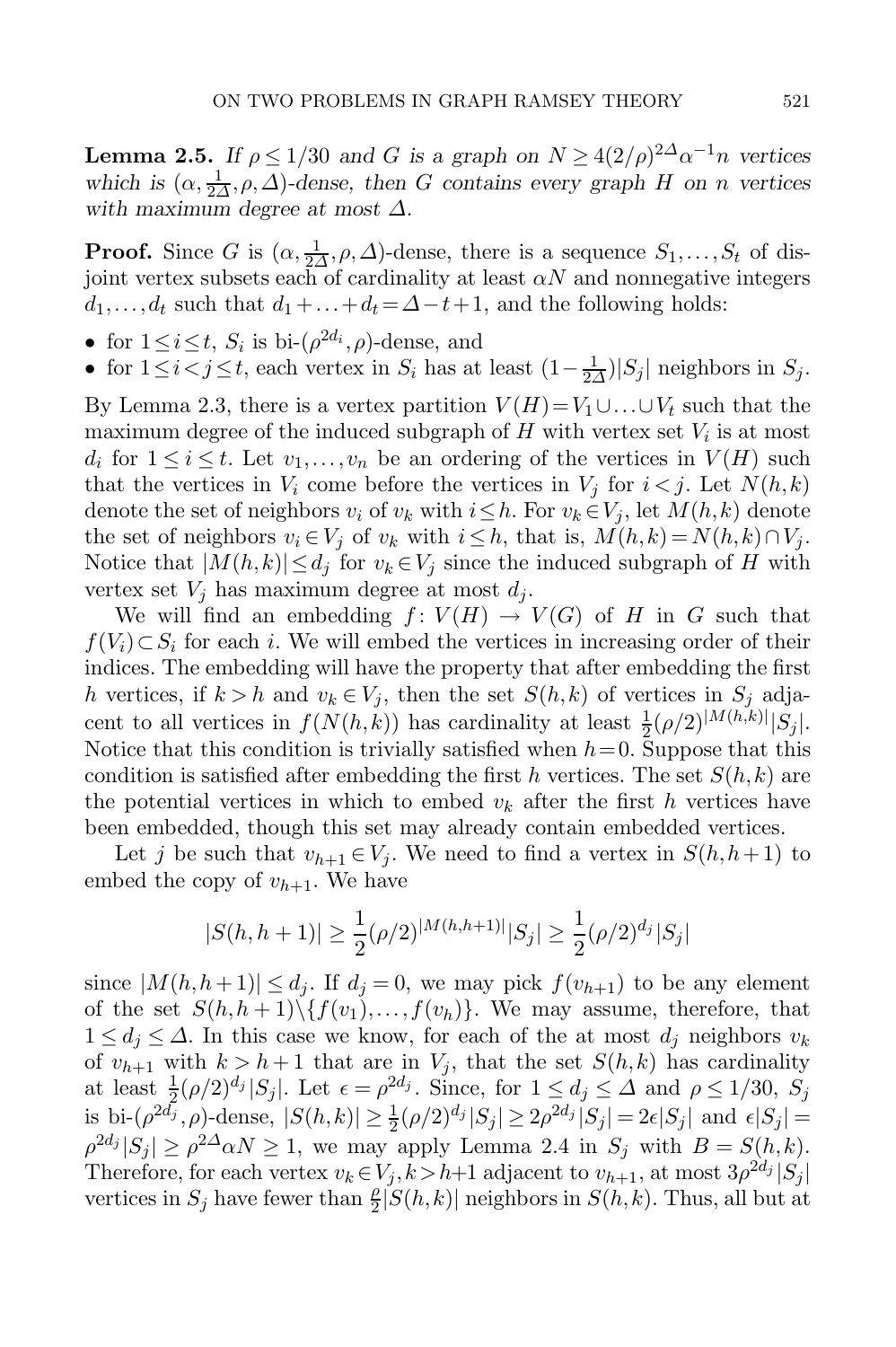**Lemma 2.5.** *If $\rho \le 1/30$ and $G$ is a graph on $N \ge 4(2/\rho)^{2\Delta}\alpha^{-1}n$ vertices which is $(\alpha, \frac{1}{2\Delta}, \rho, \Delta)$-dense, then $G$ contains every graph $H$ on $n$ vertices with maximum degree at most $\Delta$.*

**Proof.** Since $G$ is $(\alpha, \frac{1}{2\Delta}, \rho, \Delta)$-dense, there is a sequence $S_1, \ldots, S_t$ of disjoint vertex subsets each of cardinality at least $\alpha N$ and nonnegative integers $d_1, \ldots, d_t$ such that $d_1 + \ldots + d_t = \Delta - t + 1$, and the following holds:

- for $1 \le i \le t$, $S_i$ is bi-$(\rho^{2d_i}, \rho)$-dense, and
- for $1 \le i < j \le t$, each vertex in $S_i$ has at least $(1 - \frac{1}{2\Delta})|S_j|$ neighbors in $S_j$.

By Lemma 2.3, there is a vertex partition $V(H) = V_1 \cup \ldots \cup V_t$ such that the maximum degree of the induced subgraph of $H$ with vertex set $V_i$ is at most $d_i$ for $1 \le i \le t$. Let $v_1, \ldots, v_n$ be an ordering of the vertices in $V(H)$ such that the vertices in $V_i$ come before the vertices in $V_j$ for $i < j$. Let $N(h,k)$ denote the set of neighbors $v_i$ of $v_k$ with $i \le h$. For $v_k \in V_j$, let $M(h,k)$ denote the set of neighbors $v_i \in V_j$ of $v_k$ with $i \le h$, that is, $M(h,k) = N(h,k) \cap V_j$. Notice that $|M(h,k)| \le d_j$ for $v_k \in V_j$ since the induced subgraph of $H$ with vertex set $V_j$ has maximum degree at most $d_j$.

We will find an embedding $f\colon V(H) \to V(G)$ of $H$ in $G$ such that $f(V_i) \subset S_i$ for each $i$. We will embed the vertices in increasing order of their indices. The embedding will have the property that after embedding the first $h$ vertices, if $k > h$ and $v_k \in V_j$, then the set $S(h,k)$ of vertices in $S_j$ adjacent to all vertices in $f(N(h,k))$ has cardinality at least $\frac{1}{2}(\rho/2)^{|M(h,k)|}|S_j|$. Notice that this condition is trivially satisfied when $h = 0$. Suppose that this condition is satisfied after embedding the first $h$ vertices. The set $S(h,k)$ are the potential vertices in which to embed $v_k$ after the first $h$ vertices have been embedded, though this set may already contain embedded vertices.

Let $j$ be such that $v_{h+1} \in V_j$. We need to find a vertex in $S(h, h+1)$ to embed the copy of $v_{h+1}$. We have

$$|S(h,h+1)| \ge \frac{1}{2}(\rho/2)^{|M(h,h+1)|}|S_j| \ge \frac{1}{2}(\rho/2)^{d_j}|S_j|$$

since $|M(h,h+1)| \le d_j$. If $d_j = 0$, we may pick $f(v_{h+1})$ to be any element of the set $S(h,h+1) \setminus \{f(v_1), \ldots, f(v_h)\}$. We may assume, therefore, that $1 \le d_j \le \Delta$. In this case we know, for each of the at most $d_j$ neighbors $v_k$ of $v_{h+1}$ with $k > h+1$ that are in $V_j$, that the set $S(h,k)$ has cardinality at least $\frac{1}{2}(\rho/2)^{d_j}|S_j|$. Let $\epsilon = \rho^{2d_j}$. Since, for $1 \le d_j \le \Delta$ and $\rho \le 1/30$, $S_j$ is bi-$(\rho^{2d_j}, \rho)$-dense, $|S(h,k)| \ge \frac{1}{2}(\rho/2)^{d_j}|S_j| \ge 2\rho^{2d_j}|S_j| = 2\epsilon|S_j|$ and $\epsilon|S_j| = \rho^{2d_j}|S_j| \ge \rho^{2\Delta}\alpha N \ge 1$, we may apply Lemma 2.4 in $S_j$ with $B = S(h,k)$. Therefore, for each vertex $v_k \in V_j, k > h+1$ adjacent to $v_{h+1}$, at most $3\rho^{2d_j}|S_j|$ vertices in $S_j$ have fewer than $\frac{\rho}{2}|S(h,k)|$ neighbors in $S(h,k)$. Thus, all but at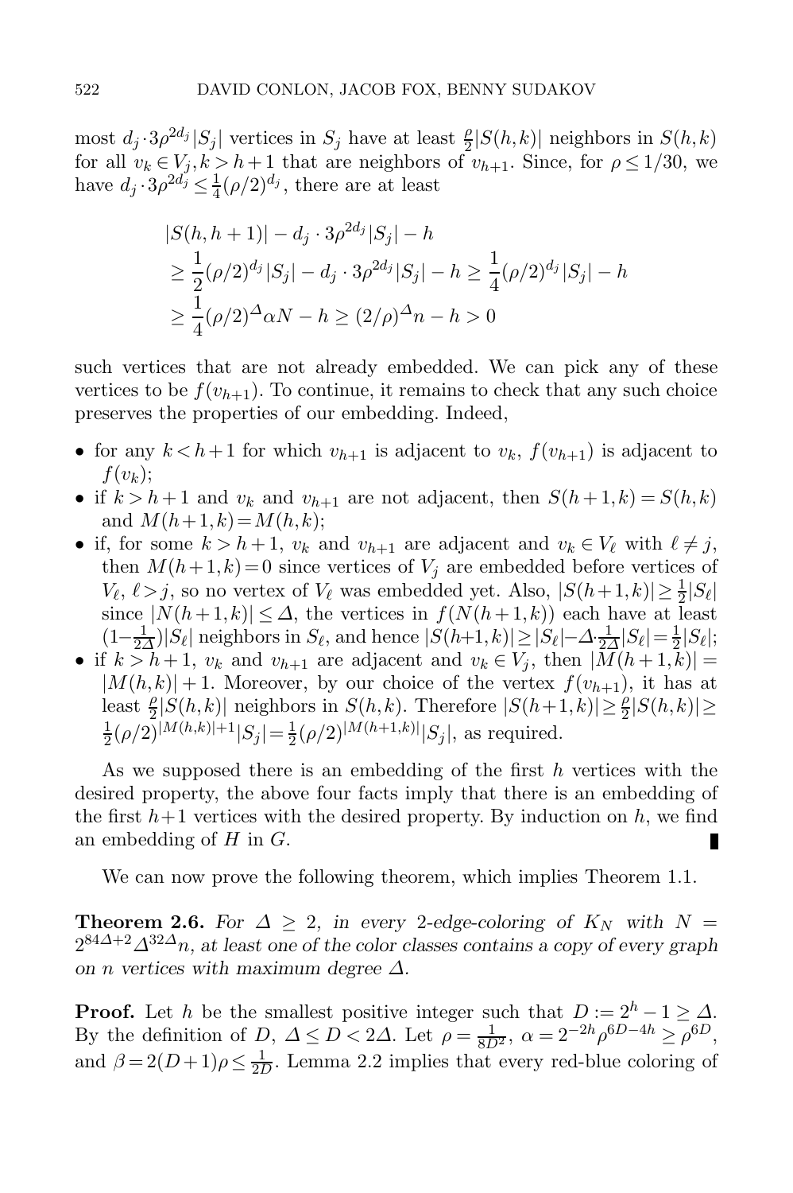most $d_j \cdot 3\rho^{2d_j}|S_j|$ vertices in $S_j$ have at least $\frac{\rho}{2}|S(h,k)|$ neighbors in $S(h,k)$ for all $v_k \in V_j, k > h+1$ that are neighbors of $v_{h+1}$. Since, for $\rho \le 1/30$, we have $d_j \cdot 3\rho^{2d_j} \le \frac{1}{4}(\rho/2)^{d_j}$, there are at least

$$
\begin{aligned}
&|S(h,h+1)| - d_j \cdot 3\rho^{2d_j}|S_j| - h \\
&\ge \frac{1}{2}(\rho/2)^{d_j}|S_j| - d_j \cdot 3\rho^{2d_j}|S_j| - h \ge \frac{1}{4}(\rho/2)^{d_j}|S_j| - h \\
&\ge \frac{1}{4}(\rho/2)^{\Delta}\alpha N - h \ge (2/\rho)^{\Delta} n - h > 0
\end{aligned}
$$

such vertices that are not already embedded. We can pick any of these vertices to be $f(v_{h+1})$. To continue, it remains to check that any such choice preserves the properties of our embedding. Indeed,

- for any $k < h+1$ for which $v_{h+1}$ is adjacent to $v_k$, $f(v_{h+1})$ is adjacent to $f(v_k)$;
- if $k > h+1$ and $v_k$ and $v_{h+1}$ are not adjacent, then $S(h+1,k) = S(h,k)$ and $M(h+1,k) = M(h,k)$;
- if, for some $k > h+1$, $v_k$ and $v_{h+1}$ are adjacent and $v_k \in V_\ell$ with $\ell \ne j$, then $M(h+1,k) = 0$ since vertices of $V_j$ are embedded before vertices of $V_\ell$, $\ell > j$, so no vertex of $V_\ell$ was embedded yet. Also, $|S(h+1,k)| \ge \frac{1}{2}|S_\ell|$ since $|N(h+1,k)| \le \Delta$, the vertices in $f(N(h+1,k))$ each have at least $(1-\frac{1}{2\Delta})|S_\ell|$ neighbors in $S_\ell$, and hence $|S(h+1,k)| \ge |S_\ell| - \Delta \cdot \frac{1}{2\Delta}|S_\ell| = \frac{1}{2}|S_\ell|$;
- if $k > h+1$, $v_k$ and $v_{h+1}$ are adjacent and $v_k \in V_j$, then $|M(h+1,k)| = |M(h,k)| + 1$. Moreover, by our choice of the vertex $f(v_{h+1})$, it has at least $\frac{\rho}{2}|S(h,k)|$ neighbors in $S(h,k)$. Therefore $|S(h+1,k)| \ge \frac{\rho}{2}|S(h,k)| \ge \frac{1}{2}(\rho/2)^{|M(h,k)|+1}|S_j| = \frac{1}{2}(\rho/2)^{|M(h+1,k)|}|S_j|$, as required.

As we supposed there is an embedding of the first $h$ vertices with the desired property, the above four facts imply that there is an embedding of the first $h+1$ vertices with the desired property. By induction on $h$, we find an embedding of $H$ in $G$. ∎

We can now prove the following theorem, which implies Theorem 1.1.

**Theorem 2.6.** *For $\Delta \ge 2$, in every 2-edge-coloring of $K_N$ with $N = 2^{84\Delta+2}\Delta^{32\Delta}n$, at least one of the color classes contains a copy of every graph on $n$ vertices with maximum degree $\Delta$.*

**Proof.** Let $h$ be the smallest positive integer such that $D := 2^h - 1 \ge \Delta$. By the definition of $D$, $\Delta \le D < 2\Delta$. Let $\rho = \frac{1}{8D^2}$, $\alpha = 2^{-2h}\rho^{6D-4h} \ge \rho^{6D}$, and $\beta = 2(D+1)\rho \le \frac{1}{2D}$. Lemma 2.2 implies that every red-blue coloring of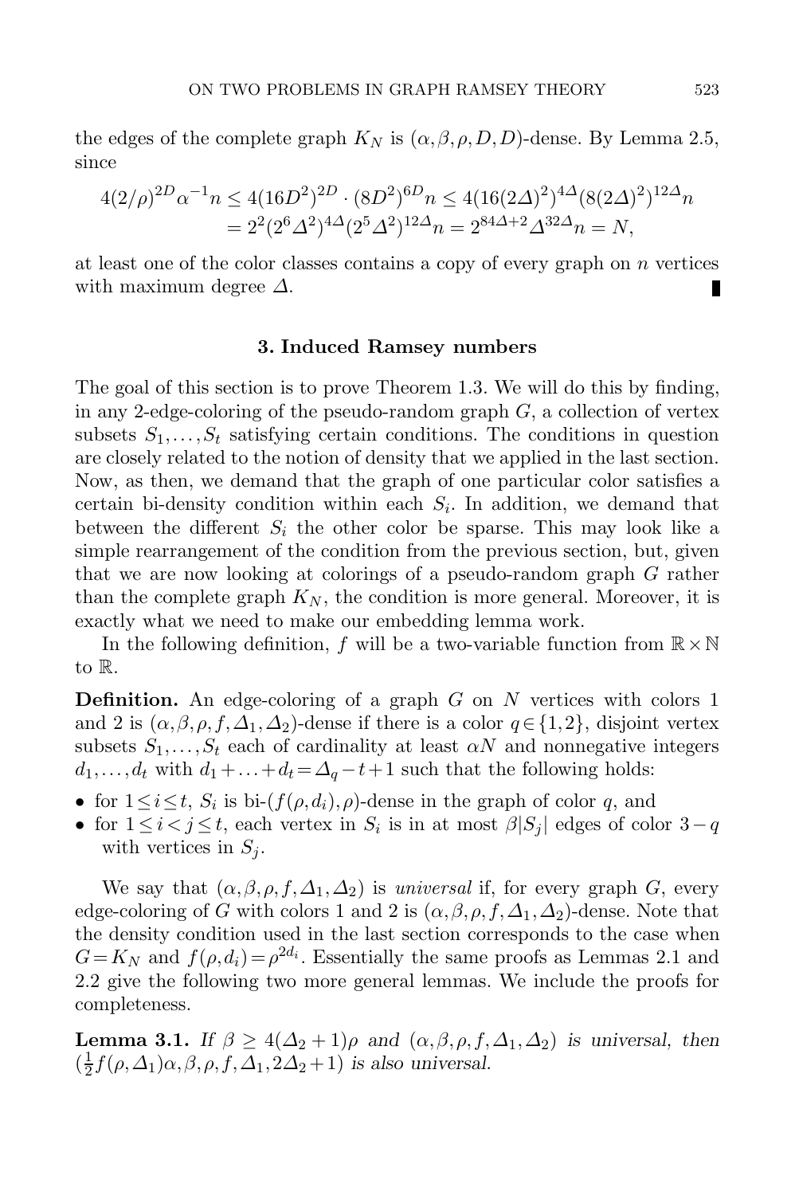the edges of the complete graph $K_N$ is $(\alpha, \beta, \rho, D, D)$-dense. By Lemma 2.5, since

$$
\begin{aligned}
4(2/\rho)^{2D}\alpha^{-1}n &\le 4(16D^2)^{2D} \cdot (8D^2)^{6D} n \le 4(16(2\Delta)^2)^{4\Delta}(8(2\Delta)^2)^{12\Delta} n \\
&= 2^2(2^6\Delta^2)^{4\Delta}(2^5\Delta^2)^{12\Delta} n = 2^{84\Delta+2}\Delta^{32\Delta} n = N,
\end{aligned}
$$

at least one of the color classes contains a copy of every graph on $n$ vertices with maximum degree $\Delta$. ∎

### 3. Induced Ramsey numbers

The goal of this section is to prove Theorem 1.3. We will do this by finding, in any 2-edge-coloring of the pseudo-random graph $G$, a collection of vertex subsets $S_1, \ldots, S_t$ satisfying certain conditions. The conditions in question are closely related to the notion of density that we applied in the last section. Now, as then, we demand that the graph of one particular color satisfies a certain bi-density condition within each $S_i$. In addition, we demand that between the different $S_i$ the other color be sparse. This may look like a simple rearrangement of the condition from the previous section, but, given that we are now looking at colorings of a pseudo-random graph $G$ rather than the complete graph $K_N$, the condition is more general. Moreover, it is exactly what we need to make our embedding lemma work.

In the following definition, $f$ will be a two-variable function from $\mathbb{R} \times \mathbb{N}$ to $\mathbb{R}$.

**Definition.** An edge-coloring of a graph $G$ on $N$ vertices with colors 1 and 2 is $(\alpha, \beta, \rho, f, \Delta_1, \Delta_2)$-dense if there is a color $q \in \{1,2\}$, disjoint vertex subsets $S_1, \ldots, S_t$ each of cardinality at least $\alpha N$ and nonnegative integers $d_1, \ldots, d_t$ with $d_1 + \ldots + d_t = \Delta_q - t + 1$ such that the following holds:

- for $1 \le i \le t$, $S_i$ is bi-$(f(\rho, d_i), \rho)$-dense in the graph of color $q$, and
- for $1 \le i < j \le t$, each vertex in $S_i$ is in at most $\beta |S_j|$ edges of color $3-q$ with vertices in $S_j$.

We say that $(\alpha, \beta, \rho, f, \Delta_1, \Delta_2)$ is *universal* if, for every graph $G$, every edge-coloring of $G$ with colors 1 and 2 is $(\alpha, \beta, \rho, f, \Delta_1, \Delta_2)$-dense. Note that the density condition used in the last section corresponds to the case when $G = K_N$ and $f(\rho, d_i) = \rho^{2d_i}$. Essentially the same proofs as Lemmas 2.1 and 2.2 give the following two more general lemmas. We include the proofs for completeness.

**Lemma 3.1.** *If $\beta \ge 4(\Delta_2 + 1)\rho$ and $(\alpha, \beta, \rho, f, \Delta_1, \Delta_2)$ is universal, then $(\frac{1}{2}f(\rho, \Delta_1)\alpha, \beta, \rho, f, \Delta_1, 2\Delta_2 + 1)$ is also universal.*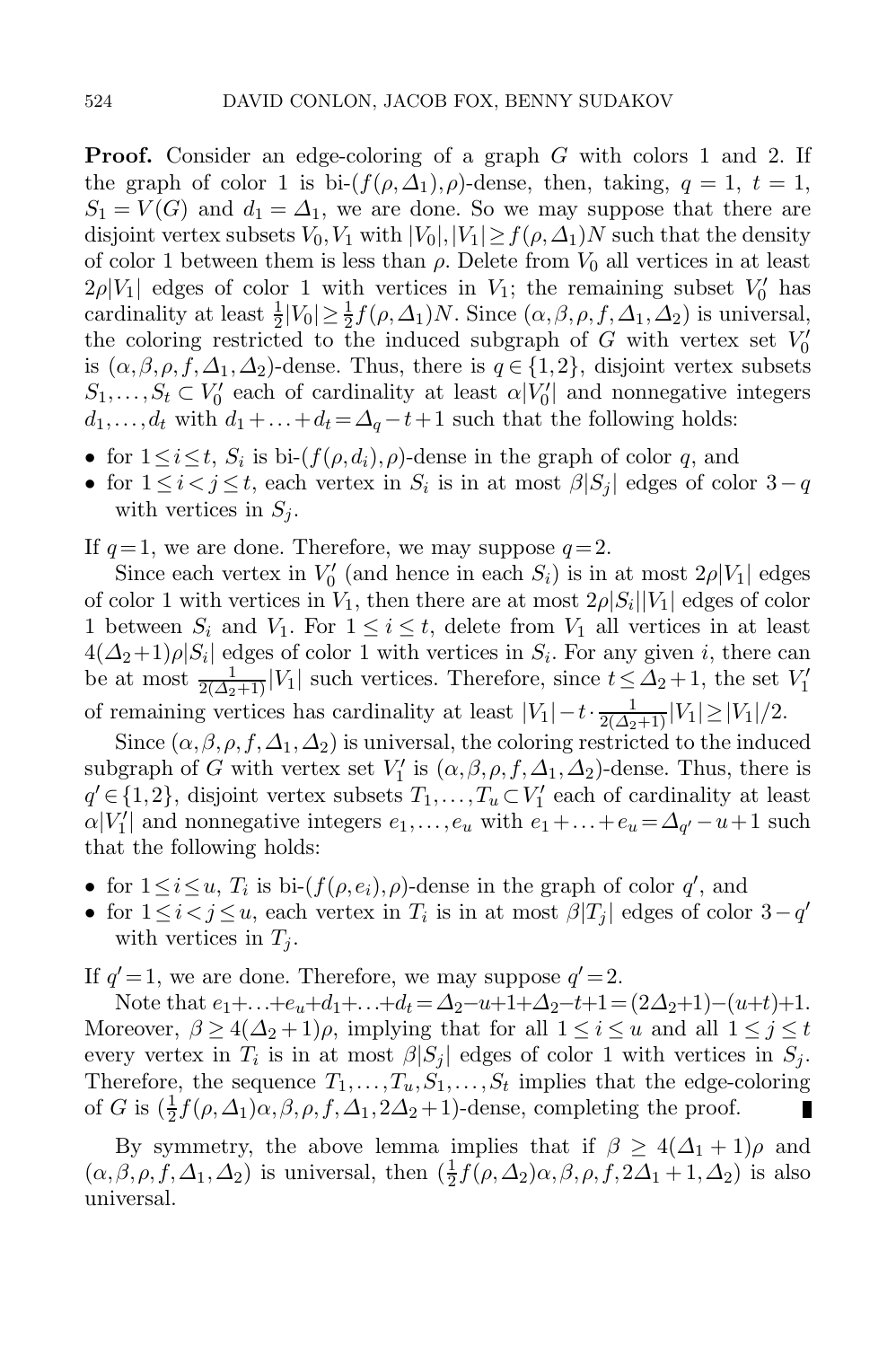**Proof.** Consider an edge-coloring of a graph $G$ with colors 1 and 2. If the graph of color 1 is bi-$(f(\rho,\Delta_1),\rho)$-dense, then, taking, $q=1$, $t=1$, $S_1 = V(G)$ and $d_1 = \Delta_1$, we are done. So we may suppose that there are disjoint vertex subsets $V_0, V_1$ with $|V_0|, |V_1| \ge f(\rho,\Delta_1)N$ such that the density of color 1 between them is less than $\rho$. Delete from $V_0$ all vertices in at least $2\rho|V_1|$ edges of color 1 with vertices in $V_1$; the remaining subset $V_0'$ has cardinality at least $\frac{1}{2}|V_0| \ge \frac{1}{2}f(\rho,\Delta_1)N$. Since $(\alpha,\beta,\rho,f,\Delta_1,\Delta_2)$ is universal, the coloring restricted to the induced subgraph of $G$ with vertex set $V_0'$ is $(\alpha,\beta,\rho,f,\Delta_1,\Delta_2)$-dense. Thus, there is $q \in \{1,2\}$, disjoint vertex subsets $S_1,\ldots,S_t \subset V_0'$ each of cardinality at least $\alpha|V_0'|$ and nonnegative integers $d_1,\ldots,d_t$ with $d_1+\ldots+d_t = \Delta_q - t+1$ such that the following holds:

- for $1 \le i \le t$, $S_i$ is bi-$(f(\rho,d_i),\rho)$-dense in the graph of color $q$, and
- for $1 \le i < j \le t$, each vertex in $S_i$ is in at most $\beta|S_j|$ edges of color $3-q$ with vertices in $S_j$.

If $q=1$, we are done. Therefore, we may suppose $q=2$.

Since each vertex in $V_0'$ (and hence in each $S_i$) is in at most $2\rho|V_1|$ edges of color 1 with vertices in $V_1$, then there are at most $2\rho|S_i||V_1|$ edges of color 1 between $S_i$ and $V_1$. For $1 \le i \le t$, delete from $V_1$ all vertices in at least $4(\Delta_2+1)\rho|S_i|$ edges of color 1 with vertices in $S_i$. For any given $i$, there can be at most $\frac{1}{2(\Delta_2+1)}|V_1|$ such vertices. Therefore, since $t \le \Delta_2+1$, the set $V_1'$ of remaining vertices has cardinality at least $|V_1| - t \cdot \frac{1}{2(\Delta_2+1)}|V_1| \ge |V_1|/2$.

Since $(\alpha,\beta,\rho,f,\Delta_1,\Delta_2)$ is universal, the coloring restricted to the induced subgraph of $G$ with vertex set $V_1'$ is $(\alpha,\beta,\rho,f,\Delta_1,\Delta_2)$-dense. Thus, there is $q' \in \{1,2\}$, disjoint vertex subsets $T_1,\ldots,T_u \subset V_1'$ each of cardinality at least $\alpha|V_1'|$ and nonnegative integers $e_1,\ldots,e_u$ with $e_1+\ldots+e_u = \Delta_{q'}-u+1$ such that the following holds:

- for $1 \le i \le u$, $T_i$ is bi-$(f(\rho,e_i),\rho)$-dense in the graph of color $q'$, and
- for $1 \le i < j \le u$, each vertex in $T_i$ is in at most $\beta|T_j|$ edges of color $3-q'$ with vertices in $T_j$.

If $q'=1$, we are done. Therefore, we may suppose $q'=2$.

Note that $e_1+\ldots+e_u+d_1+\ldots+d_t = \Delta_2-u+1+\Delta_2-t+1 = (2\Delta_2+1)-(u+t)+1$. Moreover, $\beta \ge 4(\Delta_2+1)\rho$, implying that for all $1 \le i \le u$ and all $1 \le j \le t$ every vertex in $T_i$ is in at most $\beta|S_j|$ edges of color 1 with vertices in $S_j$. Therefore, the sequence $T_1,\ldots,T_u,S_1,\ldots,S_t$ implies that the edge-coloring of $G$ is $(\frac{1}{2}f(\rho,\Delta_1)\alpha,\beta,\rho,f,\Delta_1,2\Delta_2+1)$-dense, completing the proof. ∎

By symmetry, the above lemma implies that if $\beta \ge 4(\Delta_1+1)\rho$ and $(\alpha,\beta,\rho,f,\Delta_1,\Delta_2)$ is universal, then $(\frac{1}{2}f(\rho,\Delta_2)\alpha,\beta,\rho,f,2\Delta_1+1,\Delta_2)$ is also universal.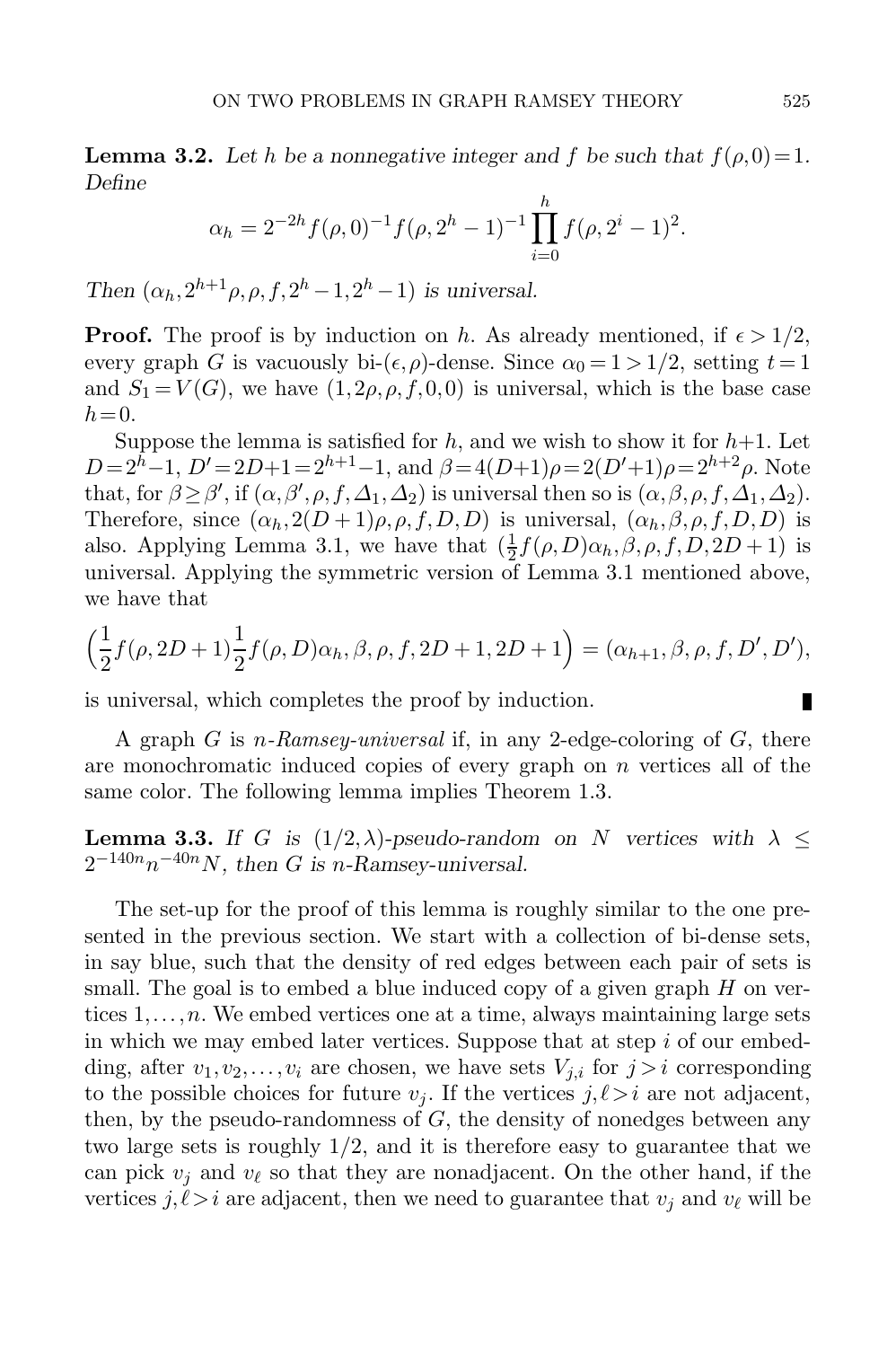**Lemma 3.2.** *Let $h$ be a nonnegative integer and $f$ be such that $f(\rho,0)=1$. Define*

$$\alpha_h = 2^{-2h} f(\rho,0)^{-1} f(\rho,2^h-1)^{-1} \prod_{i=0}^{h} f(\rho,2^i-1)^2.$$

*Then $(\alpha_h, 2^{h+1}\rho, \rho, f, 2^h-1, 2^h-1)$ is universal.*

**Proof.** The proof is by induction on $h$. As already mentioned, if $\epsilon > 1/2$, every graph $G$ is vacuously bi-$(\epsilon,\rho)$-dense. Since $\alpha_0 = 1 > 1/2$, setting $t=1$ and $S_1 = V(G)$, we have $(1, 2\rho, \rho, f, 0, 0)$ is universal, which is the base case $h=0$.

Suppose the lemma is satisfied for $h$, and we wish to show it for $h+1$. Let $D = 2^h-1$, $D' = 2D+1 = 2^{h+1}-1$, and $\beta = 4(D+1)\rho = 2(D'+1)\rho = 2^{h+2}\rho$. Note that, for $\beta \geq \beta'$, if $(\alpha, \beta', \rho, f, \Delta_1, \Delta_2)$ is universal then so is $(\alpha, \beta, \rho, f, \Delta_1, \Delta_2)$. Therefore, since $(\alpha_h, 2(D+1)\rho, \rho, f, D, D)$ is universal, $(\alpha_h, \beta, \rho, f, D, D)$ is also. Applying Lemma 3.1, we have that $(\frac{1}{2}f(\rho,D)\alpha_h, \beta, \rho, f, D, 2D+1)$ is universal. Applying the symmetric version of Lemma 3.1 mentioned above, we have that

$$\Big(\frac{1}{2}f(\rho,2D+1)\frac{1}{2}f(\rho,D)\alpha_h, \beta, \rho, f, 2D+1, 2D+1\Big) = (\alpha_{h+1}, \beta, \rho, f, D', D'),$$

is universal, which completes the proof by induction. ∎

A graph $G$ is *$n$-Ramsey-universal* if, in any 2-edge-coloring of $G$, there are monochromatic induced copies of every graph on $n$ vertices all of the same color. The following lemma implies Theorem 1.3.

**Lemma 3.3.** *If $G$ is $(1/2,\lambda)$-pseudo-random on $N$ vertices with $\lambda \leq 2^{-140n} n^{-40n} N$, then $G$ is $n$-Ramsey-universal.*

The set-up for the proof of this lemma is roughly similar to the one presented in the previous section. We start with a collection of bi-dense sets, in say blue, such that the density of red edges between each pair of sets is small. The goal is to embed a blue induced copy of a given graph $H$ on vertices $1,\ldots,n$. We embed vertices one at a time, always maintaining large sets in which we may embed later vertices. Suppose that at step $i$ of our embedding, after $v_1, v_2, \ldots, v_i$ are chosen, we have sets $V_{j,i}$ for $j > i$ corresponding to the possible choices for future $v_j$. If the vertices $j, \ell > i$ are not adjacent, then, by the pseudo-randomness of $G$, the density of nonedges between any two large sets is roughly $1/2$, and it is therefore easy to guarantee that we can pick $v_j$ and $v_\ell$ so that they are nonadjacent. On the other hand, if the vertices $j, \ell > i$ are adjacent, then we need to guarantee that $v_j$ and $v_\ell$ will be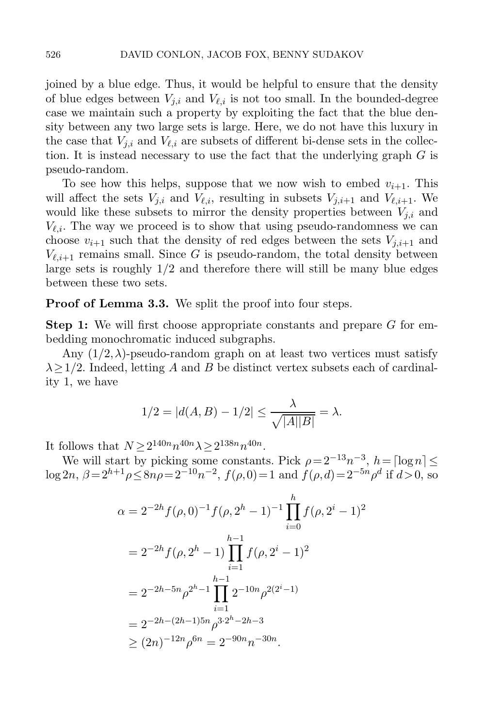joined by a blue edge. Thus, it would be helpful to ensure that the density of blue edges between $V_{j,i}$ and $V_{\ell,i}$ is not too small. In the bounded-degree case we maintain such a property by exploiting the fact that the blue density between any two large sets is large. Here, we do not have this luxury in the case that $V_{j,i}$ and $V_{\ell,i}$ are subsets of different bi-dense sets in the collection. It is instead necessary to use the fact that the underlying graph $G$ is pseudo-random.

To see how this helps, suppose that we now wish to embed $v_{i+1}$. This will affect the sets $V_{j,i}$ and $V_{\ell,i}$, resulting in subsets $V_{j,i+1}$ and $V_{\ell,i+1}$. We would like these subsets to mirror the density properties between $V_{j,i}$ and $V_{\ell,i}$. The way we proceed is to show that using pseudo-randomness we can choose $v_{i+1}$ such that the density of red edges between the sets $V_{j,i+1}$ and $V_{\ell,i+1}$ remains small. Since $G$ is pseudo-random, the total density between large sets is roughly $1/2$ and therefore there will still be many blue edges between these two sets.

**Proof of Lemma 3.3.** We split the proof into four steps.

**Step 1:** We will first choose appropriate constants and prepare $G$ for embedding monochromatic induced subgraphs.

Any $(1/2,\lambda)$-pseudo-random graph on at least two vertices must satisfy $\lambda \geq 1/2$. Indeed, letting $A$ and $B$ be distinct vertex subsets each of cardinality 1, we have

$$1/2 = |d(A,B) - 1/2| \leq \frac{\lambda}{\sqrt{|A||B|}} = \lambda.$$

It follows that $N \geq 2^{140n} n^{40n} \lambda \geq 2^{138n} n^{40n}$.

We will start by picking some constants. Pick $\rho = 2^{-13} n^{-3}$, $h = \lceil \log n \rceil \leq \log 2n$, $\beta = 2^{h+1}\rho \leq 8n\rho = 2^{-10} n^{-2}$, $f(\rho, 0) = 1$ and $f(\rho, d) = 2^{-5n}\rho^d$ if $d > 0$, so

$$\begin{aligned}
\alpha &= 2^{-2h} f(\rho,0)^{-1} f(\rho, 2^h - 1)^{-1} \prod_{i=0}^{h} f(\rho, 2^i - 1)^2 \\
&= 2^{-2h} f(\rho, 2^h - 1) \prod_{i=1}^{h-1} f(\rho, 2^i - 1)^2 \\
&= 2^{-2h-5n} \rho^{2^h - 1} \prod_{i=1}^{h-1} 2^{-10n} \rho^{2(2^i - 1)} \\
&= 2^{-2h-(2h-1)5n} \rho^{3 \cdot 2^h - 2h - 3} \\
&\geq (2n)^{-12n} \rho^{6n} = 2^{-90n} n^{-30n}.
\end{aligned}$$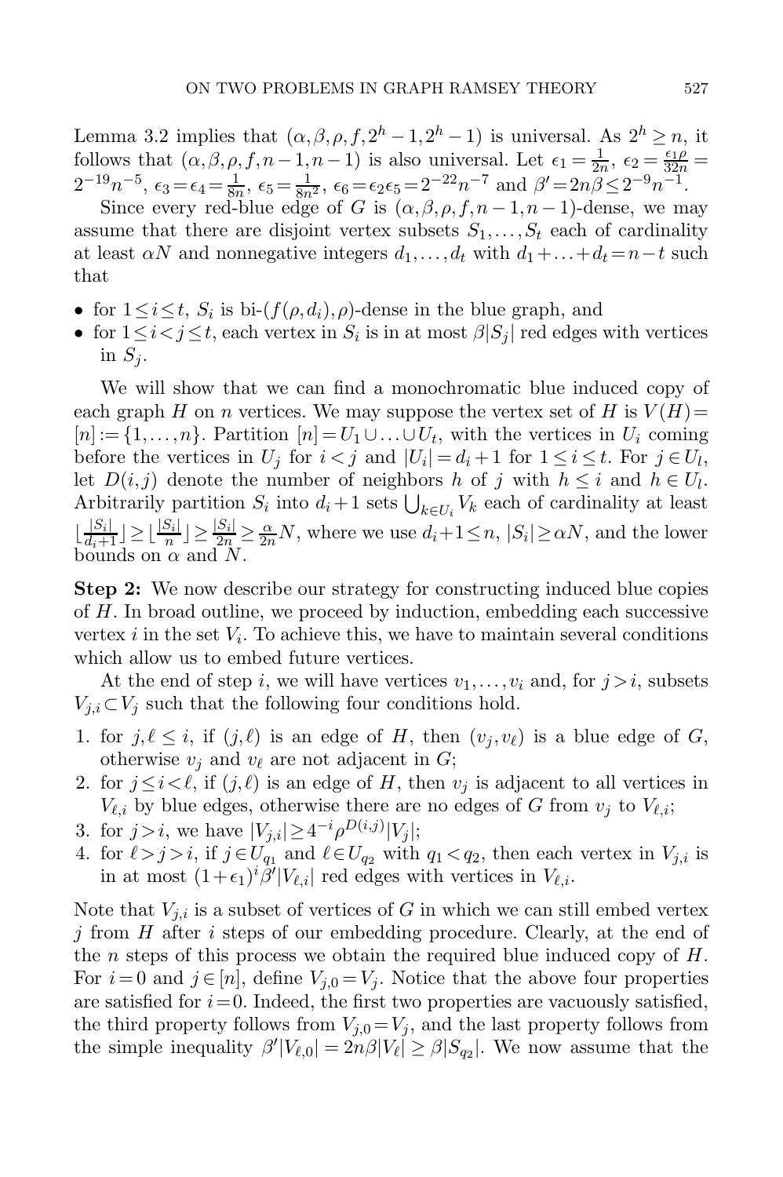Lemma 3.2 implies that $(\alpha,\beta,\rho,f,2^h-1,2^h-1)$ is universal. As $2^h \geq n$, it follows that $(\alpha,\beta,\rho,f,n-1,n-1)$ is also universal. Let $\epsilon_1 = \frac{1}{2n}$, $\epsilon_2 = \frac{\epsilon_1 \rho}{32n} = 2^{-19}n^{-5}$, $\epsilon_3 = \epsilon_4 = \frac{1}{8n}$, $\epsilon_5 = \frac{1}{8n^2}$, $\epsilon_6 = \epsilon_2\epsilon_5 = 2^{-22}n^{-7}$ and $\beta' = 2n\beta \leq 2^{-9}n^{-1}$.

Since every red-blue edge of $G$ is $(\alpha,\beta,\rho,f,n-1,n-1)$-dense, we may assume that there are disjoint vertex subsets $S_1,\ldots,S_t$ each of cardinality at least $\alpha N$ and nonnegative integers $d_1,\ldots,d_t$ with $d_1+\ldots+d_t = n-t$ such that

- for $1 \leq i \leq t$, $S_i$ is bi-$(f(\rho,d_i),\rho)$-dense in the blue graph, and
- for $1 \leq i < j \leq t$, each vertex in $S_i$ is in at most $\beta|S_j|$ red edges with vertices in $S_j$.

We will show that we can find a monochromatic blue induced copy of each graph $H$ on $n$ vertices. We may suppose the vertex set of $H$ is $V(H) = [n] := \{1,\ldots,n\}$. Partition $[n] = U_1 \cup \ldots \cup U_t$, with the vertices in $U_i$ coming before the vertices in $U_j$ for $i<j$ and $|U_i| = d_i+1$ for $1 \leq i \leq t$. For $j \in U_l$, let $D(i,j)$ denote the number of neighbors $h$ of $j$ with $h \leq i$ and $h \in U_l$. Arbitrarily partition $S_i$ into $d_i+1$ sets $\bigcup_{k\in U_i} V_k$ each of cardinality at least $\lfloor\frac{|S_i|}{d_i+1}\rfloor \geq \lfloor\frac{|S_i|}{n}\rfloor \geq \frac{|S_i|}{2n} \geq \frac{\alpha}{2n}N$, where we use $d_i+1 \leq n$, $|S_i| \geq \alpha N$, and the lower bounds on $\alpha$ and $N$.

**Step 2:** We now describe our strategy for constructing induced blue copies of $H$. In broad outline, we proceed by induction, embedding each successive vertex $i$ in the set $V_i$. To achieve this, we have to maintain several conditions which allow us to embed future vertices.

At the end of step $i$, we will have vertices $v_1,\ldots,v_i$ and, for $j>i$, subsets $V_{j,i} \subset V_j$ such that the following four conditions hold.

1. for $j,\ell \leq i$, if $(j,\ell)$ is an edge of $H$, then $(v_j,v_\ell)$ is a blue edge of $G$, otherwise $v_j$ and $v_\ell$ are not adjacent in $G$;
2. for $j \leq i < \ell$, if $(j,\ell)$ is an edge of $H$, then $v_j$ is adjacent to all vertices in $V_{\ell,i}$ by blue edges, otherwise there are no edges of $G$ from $v_j$ to $V_{\ell,i}$;
3. for $j>i$, we have $|V_{j,i}| \geq 4^{-i}\rho^{D(i,j)}|V_j|$;
4. for $\ell > j > i$, if $j \in U_{q_1}$ and $\ell \in U_{q_2}$ with $q_1 < q_2$, then each vertex in $V_{j,i}$ is in at most $(1+\epsilon_1)^i\beta'|V_{\ell,i}|$ red edges with vertices in $V_{\ell,i}$.

Note that $V_{j,i}$ is a subset of vertices of $G$ in which we can still embed vertex $j$ from $H$ after $i$ steps of our embedding procedure. Clearly, at the end of the $n$ steps of this process we obtain the required blue induced copy of $H$. For $i=0$ and $j \in [n]$, define $V_{j,0} = V_j$. Notice that the above four properties are satisfied for $i=0$. Indeed, the first two properties are vacuously satisfied, the third property follows from $V_{j,0} = V_j$, and the last property follows from the simple inequality $\beta'|V_{\ell,0}| = 2n\beta|V_\ell| \geq \beta|S_{q_2}|$. We now assume that the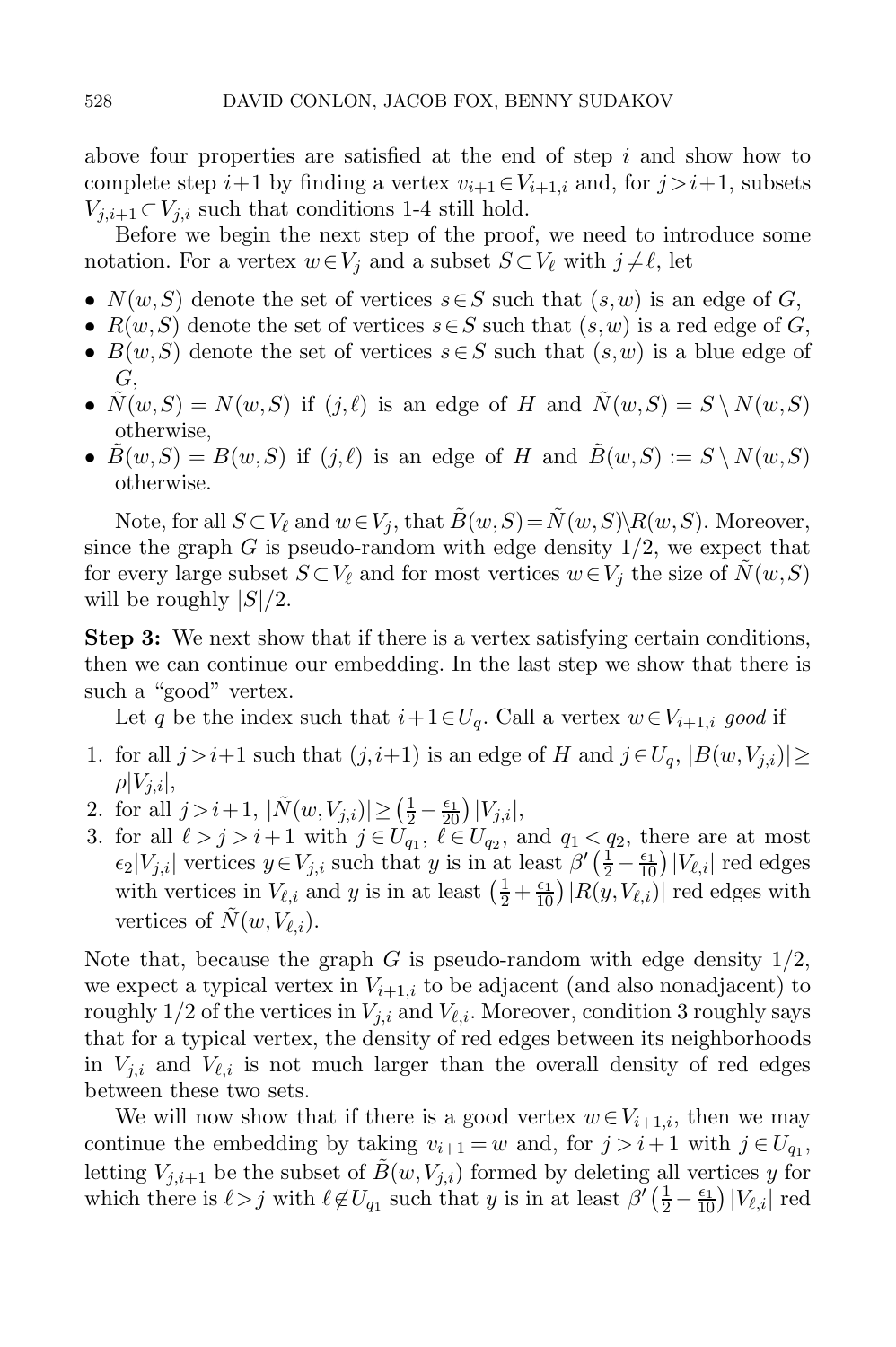above four properties are satisfied at the end of step $i$ and show how to complete step $i+1$ by finding a vertex $v_{i+1} \in V_{i+1,i}$ and, for $j > i+1$, subsets $V_{j,i+1} \subset V_{j,i}$ such that conditions 1-4 still hold.

Before we begin the next step of the proof, we need to introduce some notation. For a vertex $w \in V_j$ and a subset $S \subset V_\ell$ with $j \neq \ell$, let

- $N(w,S)$ denote the set of vertices $s \in S$ such that $(s,w)$ is an edge of $G$,
- $R(w,S)$ denote the set of vertices $s \in S$ such that $(s,w)$ is a red edge of $G$,
- $B(w,S)$ denote the set of vertices $s \in S$ such that $(s,w)$ is a blue edge of $G$,
- $\tilde{N}(w,S) = N(w,S)$ if $(j,\ell)$ is an edge of $H$ and $\tilde{N}(w,S) = S \setminus N(w,S)$ otherwise,
- $\tilde{B}(w,S) = B(w,S)$ if $(j,\ell)$ is an edge of $H$ and $\tilde{B}(w,S) := S \setminus N(w,S)$ otherwise.

Note, for all $S \subset V_\ell$ and $w \in V_j$, that $\tilde{B}(w,S) = \tilde{N}(w,S) \setminus R(w,S)$. Moreover, since the graph $G$ is pseudo-random with edge density $1/2$, we expect that for every large subset $S \subset V_\ell$ and for most vertices $w \in V_j$ the size of $\tilde{N}(w,S)$ will be roughly $|S|/2$.

**Step 3:** We next show that if there is a vertex satisfying certain conditions, then we can continue our embedding. In the last step we show that there is such a "good" vertex.

Let $q$ be the index such that $i+1 \in U_q$. Call a vertex $w \in V_{i+1,i}$ *good* if

1. for all $j > i+1$ such that $(j, i+1)$ is an edge of $H$ and $j \in U_q$, $|B(w, V_{j,i})| \geq \rho |V_{j,i}|$,
2. for all $j > i+1$, $|\tilde{N}(w, V_{j,i})| \geq \left(\frac{1}{2} - \frac{\epsilon_1}{20}\right) |V_{j,i}|$,
3. for all $\ell > j > i+1$ with $j \in U_{q_1}$, $\ell \in U_{q_2}$, and $q_1 < q_2$, there are at most $\epsilon_2 |V_{j,i}|$ vertices $y \in V_{j,i}$ such that $y$ is in at least $\beta' \left(\frac{1}{2} - \frac{\epsilon_1}{10}\right) |V_{\ell,i}|$ red edges with vertices in $V_{\ell,i}$ and $y$ is in at least $\left(\frac{1}{2} + \frac{\epsilon_1}{10}\right) |R(y, V_{\ell,i})|$ red edges with vertices of $\tilde{N}(w, V_{\ell,i})$.

Note that, because the graph $G$ is pseudo-random with edge density $1/2$, we expect a typical vertex in $V_{i+1,i}$ to be adjacent (and also nonadjacent) to roughly $1/2$ of the vertices in $V_{j,i}$ and $V_{\ell,i}$. Moreover, condition 3 roughly says that for a typical vertex, the density of red edges between its neighborhoods in $V_{j,i}$ and $V_{\ell,i}$ is not much larger than the overall density of red edges between these two sets.

We will now show that if there is a good vertex $w \in V_{i+1,i}$, then we may continue the embedding by taking $v_{i+1} = w$ and, for $j > i+1$ with $j \in U_{q_1}$, letting $V_{j,i+1}$ be the subset of $\tilde{B}(w, V_{j,i})$ formed by deleting all vertices $y$ for which there is $\ell > j$ with $\ell \notin U_{q_1}$ such that $y$ is in at least $\beta' \left(\frac{1}{2} - \frac{\epsilon_1}{10}\right) |V_{\ell,i}|$ red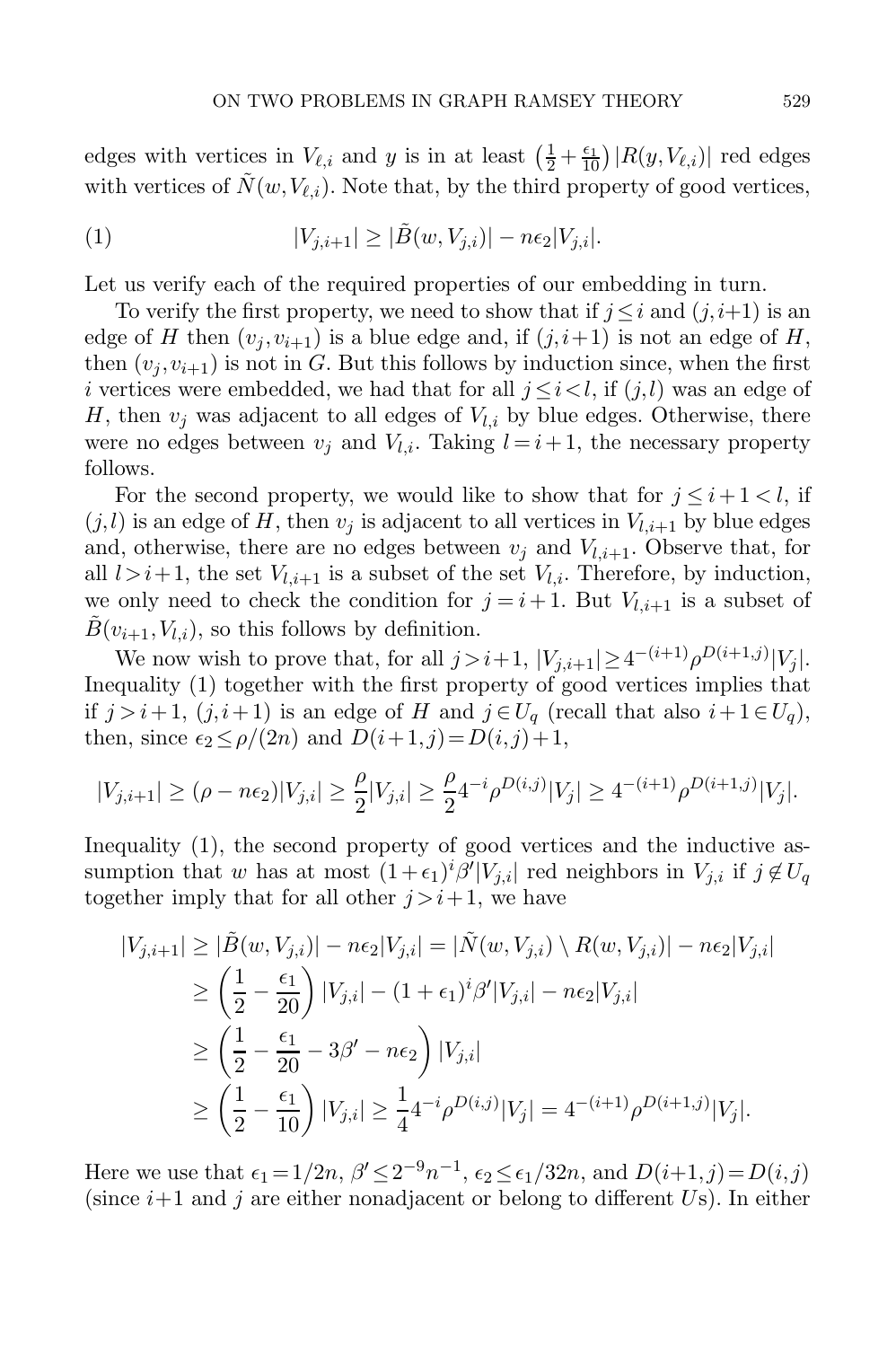edges with vertices in $V_{\ell,i}$ and $y$ is in at least $\left(\frac{1}{2}+\frac{\epsilon_1}{10}\right)|R(y,V_{\ell,i})|$ red edges with vertices of $\tilde{N}(w,V_{\ell,i})$. Note that, by the third property of good vertices,

$$|V_{j,i+1}| \geq |\tilde{B}(w,V_{j,i})| - n\epsilon_2|V_{j,i}|. \tag{1}$$

Let us verify each of the required properties of our embedding in turn.

To verify the first property, we need to show that if $j \leq i$ and $(j,i+1)$ is an edge of $H$ then $(v_j,v_{i+1})$ is a blue edge and, if $(j,i+1)$ is not an edge of $H$, then $(v_j,v_{i+1})$ is not in $G$. But this follows by induction since, when the first $i$ vertices were embedded, we had that for all $j \leq i < l$, if $(j,l)$ was an edge of $H$, then $v_j$ was adjacent to all edges of $V_{l,i}$ by blue edges. Otherwise, there were no edges between $v_j$ and $V_{l,i}$. Taking $l=i+1$, the necessary property follows.

For the second property, we would like to show that for $j \leq i+1 < l$, if $(j,l)$ is an edge of $H$, then $v_j$ is adjacent to all vertices in $V_{l,i+1}$ by blue edges and, otherwise, there are no edges between $v_j$ and $V_{l,i+1}$. Observe that, for all $l > i+1$, the set $V_{l,i+1}$ is a subset of the set $V_{l,i}$. Therefore, by induction, we only need to check the condition for $j=i+1$. But $V_{l,i+1}$ is a subset of $\tilde{B}(v_{i+1},V_{l,i})$, so this follows by definition.

We now wish to prove that, for all $j > i+1$, $|V_{j,i+1}| \geq 4^{-(i+1)}\rho^{D(i+1,j)}|V_j|$. Inequality (1) together with the first property of good vertices implies that if $j > i+1$, $(j,i+1)$ is an edge of $H$ and $j \in U_q$ (recall that also $i+1 \in U_q$), then, since $\epsilon_2 \leq \rho/(2n)$ and $D(i+1,j) = D(i,j)+1$,

$$|V_{j,i+1}| \geq (\rho - n\epsilon_2)|V_{j,i}| \geq \frac{\rho}{2}|V_{j,i}| \geq \frac{\rho}{2}4^{-i}\rho^{D(i,j)}|V_j| \geq 4^{-(i+1)}\rho^{D(i+1,j)}|V_j|.$$

Inequality (1), the second property of good vertices and the inductive assumption that $w$ has at most $(1+\epsilon_1)^i\beta'|V_{j,i}|$ red neighbors in $V_{j,i}$ if $j \notin U_q$ together imply that for all other $j > i+1$, we have

$$\begin{aligned}
|V_{j,i+1}| &\geq |\tilde{B}(w,V_{j,i})| - n\epsilon_2|V_{j,i}| = |\tilde{N}(w,V_{j,i}) \setminus R(w,V_{j,i})| - n\epsilon_2|V_{j,i}| \\
&\geq \left(\frac{1}{2} - \frac{\epsilon_1}{20}\right)|V_{j,i}| - (1+\epsilon_1)^i\beta'|V_{j,i}| - n\epsilon_2|V_{j,i}| \\
&\geq \left(\frac{1}{2} - \frac{\epsilon_1}{20} - 3\beta' - n\epsilon_2\right)|V_{j,i}| \\
&\geq \left(\frac{1}{2} - \frac{\epsilon_1}{10}\right)|V_{j,i}| \geq \frac{1}{4}4^{-i}\rho^{D(i,j)}|V_j| = 4^{-(i+1)}\rho^{D(i+1,j)}|V_j|.
\end{aligned}$$

Here we use that $\epsilon_1 = 1/2n$, $\beta' \leq 2^{-9}n^{-1}$, $\epsilon_2 \leq \epsilon_1/32n$, and $D(i+1,j) = D(i,j)$ (since $i+1$ and $j$ are either nonadjacent or belong to different $U$s). In either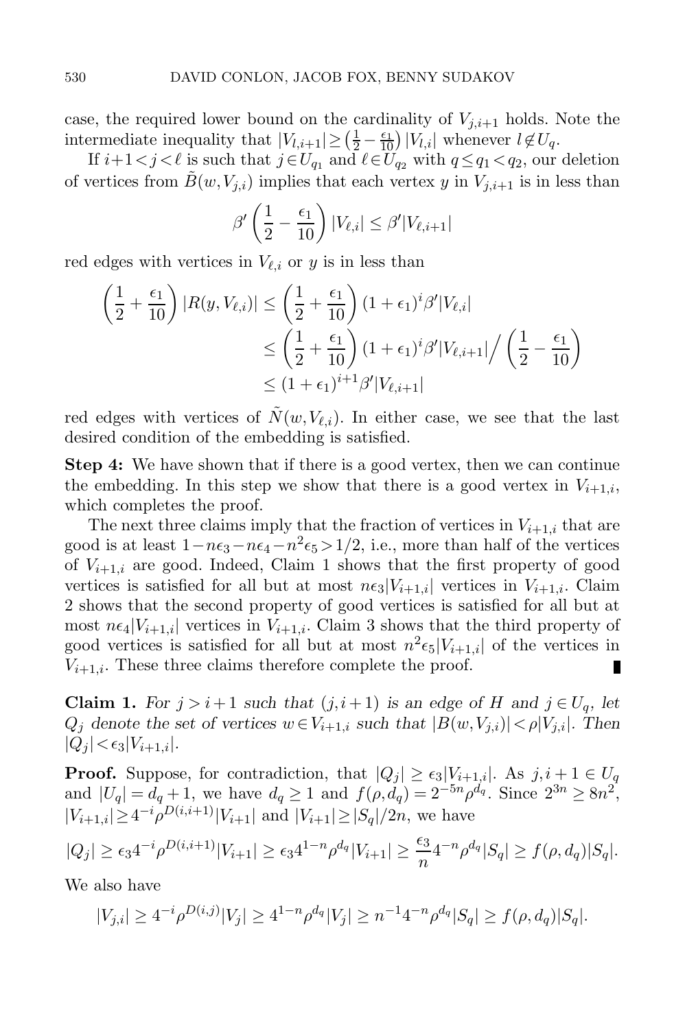case, the required lower bound on the cardinality of $V_{j,i+1}$ holds. Note the intermediate inequality that $|V_{l,i+1}| \geq \left(\frac{1}{2} - \frac{\epsilon_1}{10}\right)|V_{l,i}|$ whenever $l \notin U_q$.

If $i+1 < j < \ell$ is such that $j \in U_{q_1}$ and $\ell \in U_{q_2}$ with $q \leq q_1 < q_2$, our deletion of vertices from $\tilde{B}(w, V_{j,i})$ implies that each vertex $y$ in $V_{j,i+1}$ is in less than

$$\beta' \left(\frac{1}{2} - \frac{\epsilon_1}{10}\right)|V_{\ell,i}| \leq \beta'|V_{\ell,i+1}|$$

red edges with vertices in $V_{\ell,i}$ or $y$ is in less than

$$\begin{aligned}
\left(\frac{1}{2} + \frac{\epsilon_1}{10}\right)|R(y, V_{\ell,i})| &\leq \left(\frac{1}{2} + \frac{\epsilon_1}{10}\right)(1+\epsilon_1)^i \beta'|V_{\ell,i}| \\
&\leq \left(\frac{1}{2} + \frac{\epsilon_1}{10}\right)(1+\epsilon_1)^i \beta'|V_{\ell,i+1}| \Big/ \left(\frac{1}{2} - \frac{\epsilon_1}{10}\right) \\
&\leq (1+\epsilon_1)^{i+1}\beta'|V_{\ell,i+1}|
\end{aligned}$$

red edges with vertices of $\tilde{N}(w, V_{\ell,i})$. In either case, we see that the last desired condition of the embedding is satisfied.

**Step 4:** We have shown that if there is a good vertex, then we can continue the embedding. In this step we show that there is a good vertex in $V_{i+1,i}$, which completes the proof.

The next three claims imply that the fraction of vertices in $V_{i+1,i}$ that are good is at least $1 - n\epsilon_3 - n\epsilon_4 - n^2\epsilon_5 > 1/2$, i.e., more than half of the vertices of $V_{i+1,i}$ are good. Indeed, Claim 1 shows that the first property of good vertices is satisfied for all but at most $n\epsilon_3|V_{i+1,i}|$ vertices in $V_{i+1,i}$. Claim 2 shows that the second property of good vertices is satisfied for all but at most $n\epsilon_4|V_{i+1,i}|$ vertices in $V_{i+1,i}$. Claim 3 shows that the third property of good vertices is satisfied for all but at most $n^2\epsilon_5|V_{i+1,i}|$ of the vertices in $V_{i+1,i}$. These three claims therefore complete the proof. ∎

**Claim 1.** *For $j > i+1$ such that $(j, i+1)$ is an edge of $H$ and $j \in U_q$, let $Q_j$ denote the set of vertices $w \in V_{i+1,i}$ such that $|B(w, V_{j,i})| < \rho|V_{j,i}|$. Then $|Q_j| < \epsilon_3|V_{i+1,i}|$.*

**Proof.** Suppose, for contradiction, that $|Q_j| \geq \epsilon_3|V_{i+1,i}|$. As $j, i+1 \in U_q$ and $|U_q| = d_q + 1$, we have $d_q \geq 1$ and $f(\rho, d_q) = 2^{-5n}\rho^{d_q}$. Since $2^{3n} \geq 8n^2$, $|V_{i+1,i}| \geq 4^{-i}\rho^{D(i,i+1)}|V_{i+1}|$ and $|V_{i+1}| \geq |S_q|/2n$, we have

$$|Q_j| \geq \epsilon_3 4^{-i}\rho^{D(i,i+1)}|V_{i+1}| \geq \epsilon_3 4^{1-n}\rho^{d_q}|V_{i+1}| \geq \frac{\epsilon_3}{n}4^{-n}\rho^{d_q}|S_q| \geq f(\rho, d_q)|S_q|.$$

We also have

$$|V_{j,i}| \geq 4^{-i}\rho^{D(i,j)}|V_j| \geq 4^{1-n}\rho^{d_q}|V_j| \geq n^{-1}4^{-n}\rho^{d_q}|S_q| \geq f(\rho, d_q)|S_q|.$$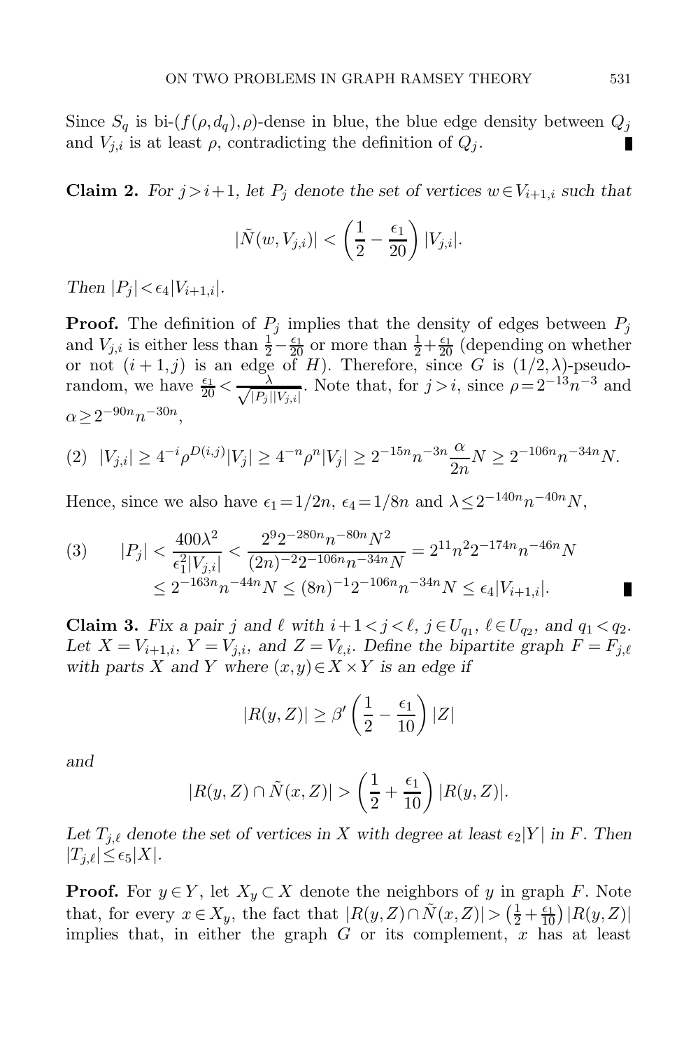Since $S_q$ is bi-$(f(\rho, d_q), \rho)$-dense in blue, the blue edge density between $Q_j$ and $V_{j,i}$ is at least $\rho$, contradicting the definition of $Q_j$. ∎

**Claim 2.** *For $j > i+1$, let $P_j$ denote the set of vertices $w \in V_{i+1,i}$ such that*

$$|\tilde{N}(w, V_{j,i})| < \left(\frac{1}{2} - \frac{\epsilon_1}{20}\right)|V_{j,i}|.$$

*Then $|P_j| < \epsilon_4 |V_{i+1,i}|$.*

**Proof.** The definition of $P_j$ implies that the density of edges between $P_j$ and $V_{j,i}$ is either less than $\frac{1}{2} - \frac{\epsilon_1}{20}$ or more than $\frac{1}{2} + \frac{\epsilon_1}{20}$ (depending on whether or not $(i+1, j)$ is an edge of $H$). Therefore, since $G$ is $(1/2, \lambda)$-pseudo-random, we have $\frac{\epsilon_1}{20} < \frac{\lambda}{\sqrt{|P_j||V_{j,i}|}}$. Note that, for $j > i$, since $\rho = 2^{-13}n^{-3}$ and $\alpha \geq 2^{-90n}n^{-30n}$,

$$(2) \quad |V_{j,i}| \geq 4^{-i}\rho^{D(i,j)}|V_j| \geq 4^{-n}\rho^n|V_j| \geq 2^{-15n}n^{-3n}\frac{\alpha}{2n}N \geq 2^{-106n}n^{-34n}N.$$

Hence, since we also have $\epsilon_1 = 1/2n$, $\epsilon_4 = 1/8n$ and $\lambda \leq 2^{-140n}n^{-40n}N$,

$$(3) \qquad \begin{aligned} |P_j| &< \frac{400\lambda^2}{\epsilon_1^2 |V_{j,i}|} < \frac{2^9 2^{-280n} n^{-80n} N^2}{(2n)^{-2} 2^{-106n} n^{-34n} N} = 2^{11} n^2 2^{-174n} n^{-46n} N \\ &\leq 2^{-163n} n^{-44n} N \leq (8n)^{-1} 2^{-106n} n^{-34n} N \leq \epsilon_4 |V_{i+1,i}|. \end{aligned}$$

∎

**Claim 3.** *Fix a pair $j$ and $\ell$ with $i+1 < j < \ell$, $j \in U_{q_1}$, $\ell \in U_{q_2}$, and $q_1 < q_2$. Let $X = V_{i+1,i}$, $Y = V_{j,i}$, and $Z = V_{\ell,i}$. Define the bipartite graph $F = F_{j,\ell}$ with parts $X$ and $Y$ where $(x,y) \in X \times Y$ is an edge if*

$$|R(y,Z)| \geq \beta' \left(\frac{1}{2} - \frac{\epsilon_1}{10}\right)|Z|$$

*and*

$$|R(y,Z) \cap \tilde{N}(x,Z)| > \left(\frac{1}{2} + \frac{\epsilon_1}{10}\right)|R(y,Z)|.$$

*Let $T_{j,\ell}$ denote the set of vertices in $X$ with degree at least $\epsilon_2|Y|$ in $F$. Then $|T_{j,\ell}| \leq \epsilon_5|X|$.*

**Proof.** For $y \in Y$, let $X_y \subset X$ denote the neighbors of $y$ in graph $F$. Note that, for every $x \in X_y$, the fact that $|R(y,Z) \cap \tilde{N}(x,Z)| > \left(\frac{1}{2} + \frac{\epsilon_1}{10}\right)|R(y,Z)|$ implies that, in either the graph $G$ or its complement, $x$ has at least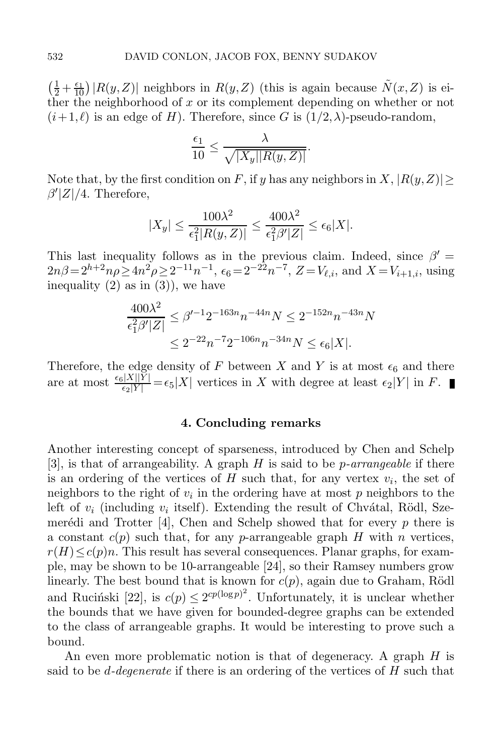$\left(\frac{1}{2}+\frac{\epsilon_1}{10}\right)|R(y,Z)|$ neighbors in $R(y,Z)$ (this is again because $\tilde{N}(x,Z)$ is either the neighborhood of $x$ or its complement depending on whether or not $(i+1,\ell)$ is an edge of $H$). Therefore, since $G$ is $(1/2,\lambda)$-pseudo-random,

$$\frac{\epsilon_1}{10} \leq \frac{\lambda}{\sqrt{|X_y||R(y,Z)|}}.$$

Note that, by the first condition on $F$, if $y$ has any neighbors in $X$, $|R(y,Z)| \geq \beta'|Z|/4$. Therefore,

$$|X_y| \leq \frac{100\lambda^2}{\epsilon_1^2|R(y,Z)|} \leq \frac{400\lambda^2}{\epsilon_1^2\beta'|Z|} \leq \epsilon_6|X|.$$

This last inequality follows as in the previous claim. Indeed, since $\beta' = 2n\beta = 2^{h+2}n\rho \geq 4n^2\rho \geq 2^{-11}n^{-1}$, $\epsilon_6 = 2^{-22}n^{-7}$, $Z = V_{\ell,i}$, and $X = V_{i+1,i}$, using inequality (2) as in (3)), we have

$$\begin{aligned}\frac{400\lambda^2}{\epsilon_1^2\beta'|Z|} &\leq \beta'^{-1}2^{-163n}n^{-44n}N \leq 2^{-152n}n^{-43n}N\\ &\leq 2^{-22}n^{-7}2^{-106n}n^{-34n}N \leq \epsilon_6|X|.\end{aligned}$$

Therefore, the edge density of $F$ between $X$ and $Y$ is at most $\epsilon_6$ and there are at most $\frac{\epsilon_6|X||Y|}{\epsilon_2|Y|} = \epsilon_5|X|$ vertices in $X$ with degree at least $\epsilon_2|Y|$ in $F$. ∎

## 4. Concluding remarks

Another interesting concept of sparseness, introduced by Chen and Schelp [3], is that of arrangeability. A graph $H$ is said to be *$p$-arrangeable* if there is an ordering of the vertices of $H$ such that, for any vertex $v_i$, the set of neighbors to the right of $v_i$ in the ordering have at most $p$ neighbors to the left of $v_i$ (including $v_i$ itself). Extending the result of Chvátal, Rödl, Szemerédi and Trotter [4], Chen and Schelp showed that for every $p$ there is a constant $c(p)$ such that, for any $p$-arrangeable graph $H$ with $n$ vertices, $r(H) \leq c(p)n$. This result has several consequences. Planar graphs, for example, may be shown to be 10-arrangeable [24], so their Ramsey numbers grow linearly. The best bound that is known for $c(p)$, again due to Graham, Rödl and Ruciński [22], is $c(p) \leq 2^{cp(\log p)^2}$. Unfortunately, it is unclear whether the bounds that we have given for bounded-degree graphs can be extended to the class of arrangeable graphs. It would be interesting to prove such a bound.

An even more problematic notion is that of degeneracy. A graph $H$ is said to be *$d$-degenerate* if there is an ordering of the vertices of $H$ such that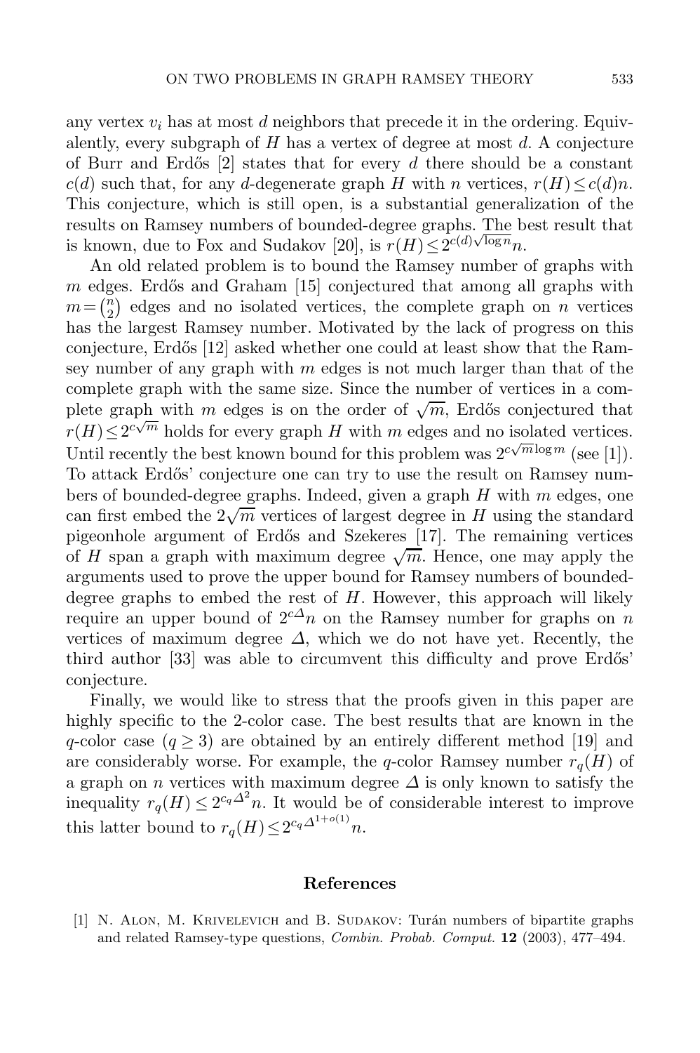any vertex $v_i$ has at most $d$ neighbors that precede it in the ordering. Equivalently, every subgraph of $H$ has a vertex of degree at most $d$. A conjecture of Burr and Erdős [2] states that for every $d$ there should be a constant $c(d)$ such that, for any $d$-degenerate graph $H$ with $n$ vertices, $r(H) \le c(d)n$. This conjecture, which is still open, is a substantial generalization of the results on Ramsey numbers of bounded-degree graphs. The best result that is known, due to Fox and Sudakov [20], is $r(H) \le 2^{c(d)\sqrt{\log n}}n$.

An old related problem is to bound the Ramsey number of graphs with $m$ edges. Erdős and Graham [15] conjectured that among all graphs with $m = \binom{n}{2}$ edges and no isolated vertices, the complete graph on $n$ vertices has the largest Ramsey number. Motivated by the lack of progress on this conjecture, Erdős [12] asked whether one could at least show that the Ramsey number of any graph with $m$ edges is not much larger than that of the complete graph with the same size. Since the number of vertices in a complete graph with $m$ edges is on the order of $\sqrt{m}$, Erdős conjectured that $r(H) \le 2^{c\sqrt{m}}$ holds for every graph $H$ with $m$ edges and no isolated vertices. Until recently the best known bound for this problem was $2^{c\sqrt{m}\log m}$ (see [1]). To attack Erdős' conjecture one can try to use the result on Ramsey numbers of bounded-degree graphs. Indeed, given a graph $H$ with $m$ edges, one can first embed the $2\sqrt{m}$ vertices of largest degree in $H$ using the standard pigeonhole argument of Erdős and Szekeres [17]. The remaining vertices of $H$ span a graph with maximum degree $\sqrt{m}$. Hence, one may apply the arguments used to prove the upper bound for Ramsey numbers of bounded-degree graphs to embed the rest of $H$. However, this approach will likely require an upper bound of $2^{c\Delta}n$ on the Ramsey number for graphs on $n$ vertices of maximum degree $\Delta$, which we do not have yet. Recently, the third author [33] was able to circumvent this difficulty and prove Erdős' conjecture.

Finally, we would like to stress that the proofs given in this paper are highly specific to the 2-color case. The best results that are known in the $q$-color case ($q \ge 3$) are obtained by an entirely different method [19] and are considerably worse. For example, the $q$-color Ramsey number $r_q(H)$ of a graph on $n$ vertices with maximum degree $\Delta$ is only known to satisfy the inequality $r_q(H) \le 2^{c_q\Delta^2}n$. It would be of considerable interest to improve this latter bound to $r_q(H) \le 2^{c_q\Delta^{1+o(1)}}n$.

## References

[1] N. Alon, M. Krivelevich and B. Sudakov: Turán numbers of bipartite graphs and related Ramsey-type questions, *Combin. Probab. Comput.* **12** (2003), 477–494.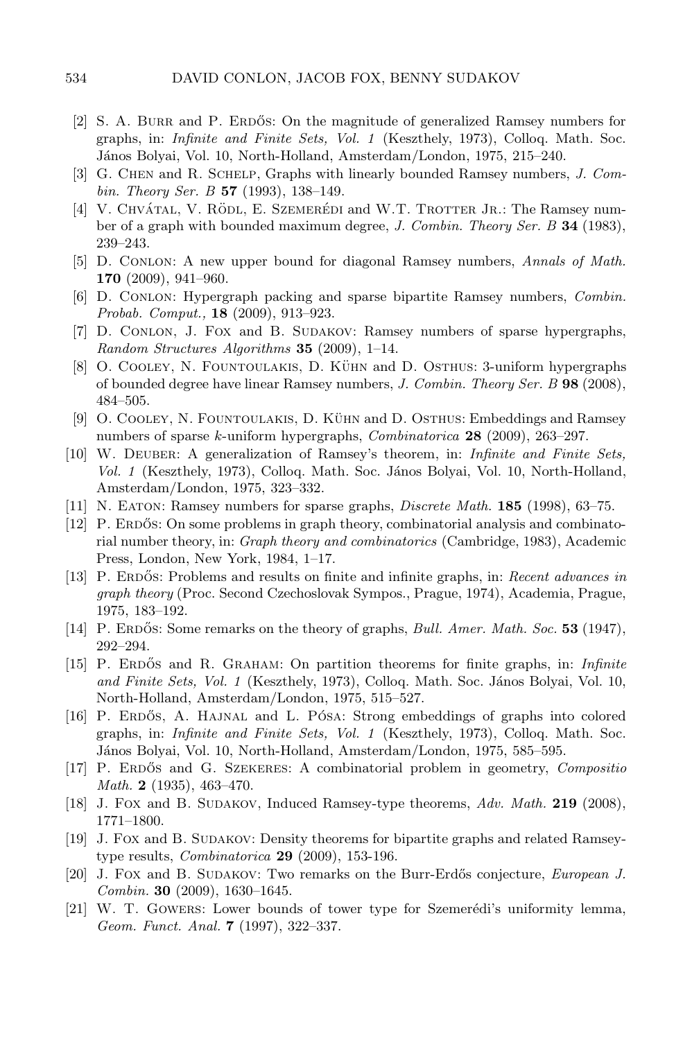[2] S. A. Burr and P. Erdős: On the magnitude of generalized Ramsey numbers for graphs, in: *Infinite and Finite Sets, Vol. 1* (Keszthely, 1973), Colloq. Math. Soc. János Bolyai, Vol. 10, North-Holland, Amsterdam/London, 1975, 215–240.

[3] G. Chen and R. Schelp, Graphs with linearly bounded Ramsey numbers, *J. Combin. Theory Ser. B* **57** (1993), 138–149.

[4] V. Chvátal, V. Rödl, E. Szemerédi and W.T. Trotter Jr.: The Ramsey number of a graph with bounded maximum degree, *J. Combin. Theory Ser. B* **34** (1983), 239–243.

[5] D. Conlon: A new upper bound for diagonal Ramsey numbers, *Annals of Math.* **170** (2009), 941–960.

[6] D. Conlon: Hypergraph packing and sparse bipartite Ramsey numbers, *Combin. Probab. Comput.,* **18** (2009), 913–923.

[7] D. Conlon, J. Fox and B. Sudakov: Ramsey numbers of sparse hypergraphs, *Random Structures Algorithms* **35** (2009), 1–14.

[8] O. Cooley, N. Fountoulakis, D. Kühn and D. Osthus: 3-uniform hypergraphs of bounded degree have linear Ramsey numbers, *J. Combin. Theory Ser. B* **98** (2008), 484–505.

[9] O. Cooley, N. Fountoulakis, D. Kühn and D. Osthus: Embeddings and Ramsey numbers of sparse $k$-uniform hypergraphs, *Combinatorica* **28** (2009), 263–297.

[10] W. Deuber: A generalization of Ramsey's theorem, in: *Infinite and Finite Sets, Vol. 1* (Keszthely, 1973), Colloq. Math. Soc. János Bolyai, Vol. 10, North-Holland, Amsterdam/London, 1975, 323–332.

[11] N. Eaton: Ramsey numbers for sparse graphs, *Discrete Math.* **185** (1998), 63–75.

[12] P. Erdős: On some problems in graph theory, combinatorial analysis and combinatorial number theory, in: *Graph theory and combinatorics* (Cambridge, 1983), Academic Press, London, New York, 1984, 1–17.

[13] P. Erdős: Problems and results on finite and infinite graphs, in: *Recent advances in graph theory* (Proc. Second Czechoslovak Sympos., Prague, 1974), Academia, Prague, 1975, 183–192.

[14] P. Erdős: Some remarks on the theory of graphs, *Bull. Amer. Math. Soc.* **53** (1947), 292–294.

[15] P. Erdős and R. Graham: On partition theorems for finite graphs, in: *Infinite and Finite Sets, Vol. 1* (Keszthely, 1973), Colloq. Math. Soc. János Bolyai, Vol. 10, North-Holland, Amsterdam/London, 1975, 515–527.

[16] P. Erdős, A. Hajnal and L. Pósa: Strong embeddings of graphs into colored graphs, in: *Infinite and Finite Sets, Vol. 1* (Keszthely, 1973), Colloq. Math. Soc. János Bolyai, Vol. 10, North-Holland, Amsterdam/London, 1975, 585–595.

[17] P. Erdős and G. Szekeres: A combinatorial problem in geometry, *Compositio Math.* **2** (1935), 463–470.

[18] J. Fox and B. Sudakov, Induced Ramsey-type theorems, *Adv. Math.* **219** (2008), 1771–1800.

[19] J. Fox and B. Sudakov: Density theorems for bipartite graphs and related Ramsey-type results, *Combinatorica* **29** (2009), 153-196.

[20] J. Fox and B. Sudakov: Two remarks on the Burr-Erdős conjecture, *European J. Combin.* **30** (2009), 1630–1645.

[21] W. T. Gowers: Lower bounds of tower type for Szemerédi's uniformity lemma, *Geom. Funct. Anal.* **7** (1997), 322–337.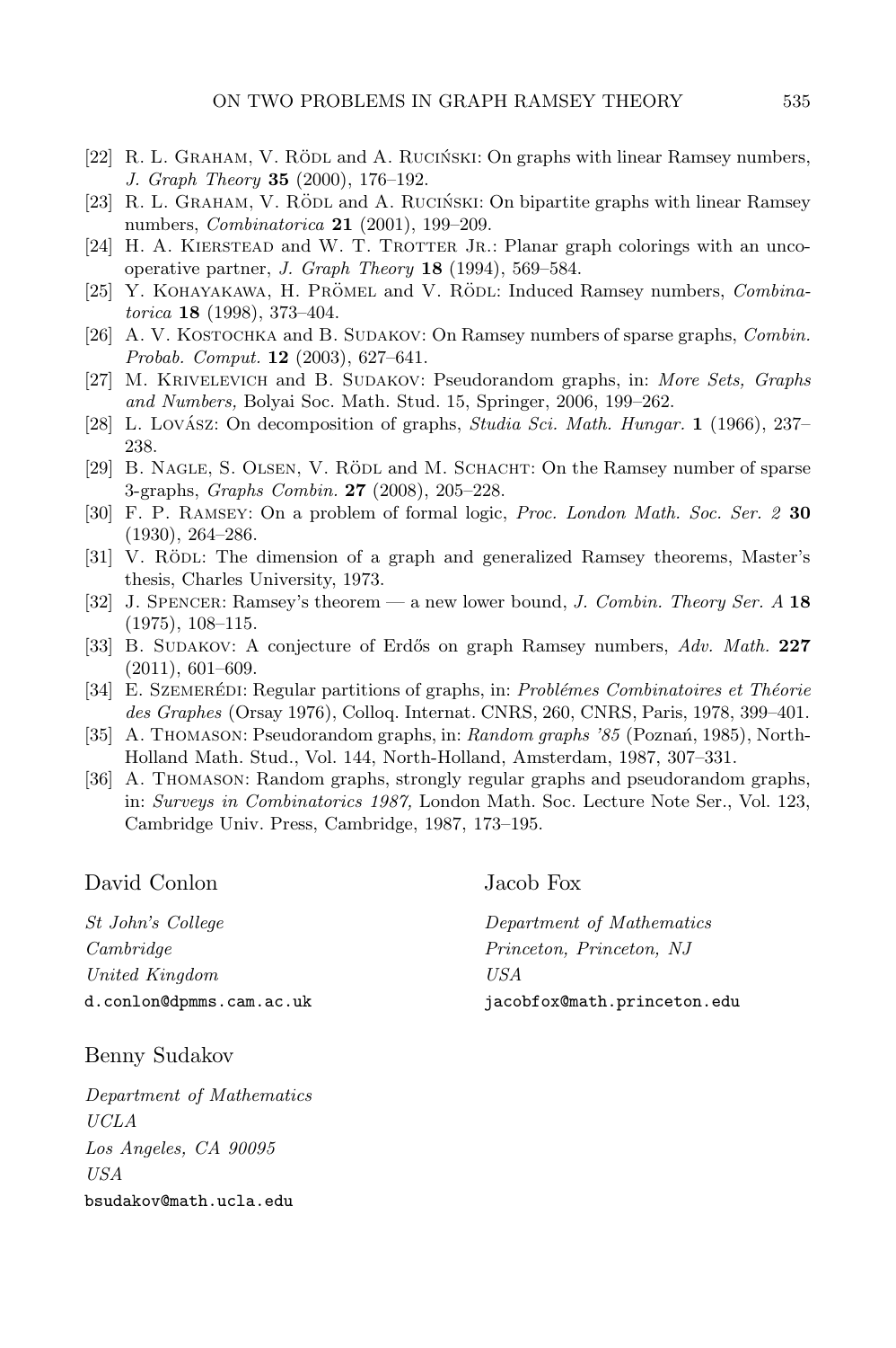[22] R. L. Graham, V. Rödl and A. Ruciński: On graphs with linear Ramsey numbers, *J. Graph Theory* **35** (2000), 176–192.

[23] R. L. Graham, V. Rödl and A. Ruciński: On bipartite graphs with linear Ramsey numbers, *Combinatorica* **21** (2001), 199–209.

[24] H. A. Kierstead and W. T. Trotter Jr.: Planar graph colorings with an uncooperative partner, *J. Graph Theory* **18** (1994), 569–584.

[25] Y. Kohayakawa, H. Prömel and V. Rödl: Induced Ramsey numbers, *Combinatorica* **18** (1998), 373–404.

[26] A. V. Kostochka and B. Sudakov: On Ramsey numbers of sparse graphs, *Combin. Probab. Comput.* **12** (2003), 627–641.

[27] M. Krivelevich and B. Sudakov: Pseudorandom graphs, in: *More Sets, Graphs and Numbers,* Bolyai Soc. Math. Stud. 15, Springer, 2006, 199–262.

[28] L. Lovász: On decomposition of graphs, *Studia Sci. Math. Hungar.* **1** (1966), 237–238.

[29] B. Nagle, S. Olsen, V. Rödl and M. Schacht: On the Ramsey number of sparse 3-graphs, *Graphs Combin.* **27** (2008), 205–228.

[30] F. P. Ramsey: On a problem of formal logic, *Proc. London Math. Soc. Ser. 2* **30** (1930), 264–286.

[31] V. Rödl: The dimension of a graph and generalized Ramsey theorems, Master's thesis, Charles University, 1973.

[32] J. Spencer: Ramsey's theorem — a new lower bound, *J. Combin. Theory Ser. A* **18** (1975), 108–115.

[33] B. Sudakov: A conjecture of Erdős on graph Ramsey numbers, *Adv. Math.* **227** (2011), 601–609.

[34] E. Szemerédi: Regular partitions of graphs, in: *Problémes Combinatoires et Théorie des Graphes* (Orsay 1976), Colloq. Internat. CNRS, 260, CNRS, Paris, 1978, 399–401.

[35] A. Thomason: Pseudorandom graphs, in: *Random graphs '85* (Poznań, 1985), North-Holland Math. Stud., Vol. 144, North-Holland, Amsterdam, 1987, 307–331.

[36] A. Thomason: Random graphs, strongly regular graphs and pseudorandom graphs, in: *Surveys in Combinatorics 1987,* London Math. Soc. Lecture Note Ser., Vol. 123, Cambridge Univ. Press, Cambridge, 1987, 173–195.

David Conlon

*St John's College*
*Cambridge*
*United Kingdom*
d.conlon@dpmms.cam.ac.uk

Jacob Fox

*Department of Mathematics*
*Princeton, Princeton, NJ*
*USA*
jacobfox@math.princeton.edu

Benny Sudakov

*Department of Mathematics*
*UCLA*
*Los Angeles, CA 90095*
*USA*
bsudakov@math.ucla.edu